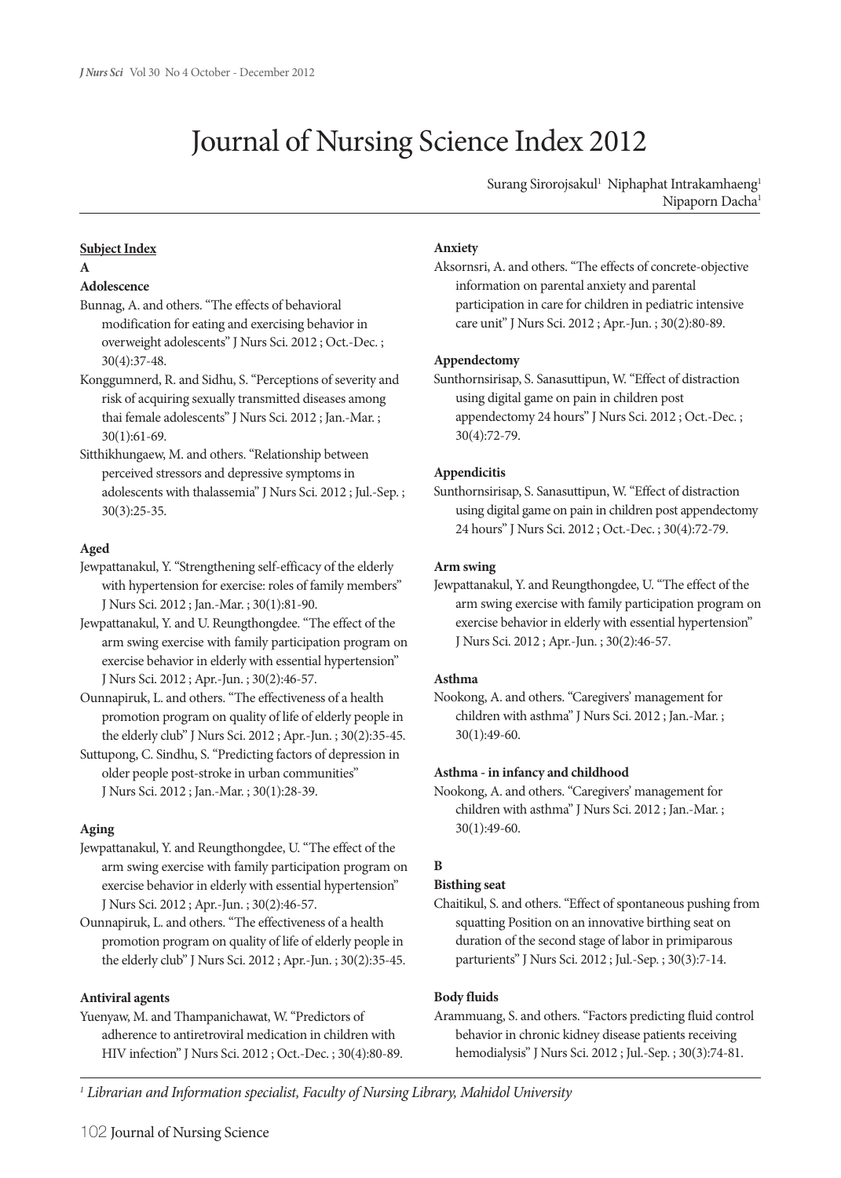# Journal of Nursing Science Index 2012

Surang Sirorojsakul[1] Niphaphat Intrakamhaeng[1] Nipaporn Dacha[1]

**Subject Index**

**A**

**Adolescence**

Bunnag, A. and others. "The effects of behavioral modification for eating and exercising behavior in overweight adolescents" J Nurs Sci. 2012 ; Oct.-Dec. ; 30(4):37-48.

Konggumnerd, R. and Sidhu, S. "Perceptions of severity and risk of acquiring sexually transmitted diseases among thai female adolescents" J Nurs Sci. 2012 ; Jan.-Mar. ; 30(1):61-69.

Sitthikhungaew, M. and others. "Relationship between perceived stressors and depressive symptoms in adolescents with thalassemia" J Nurs Sci. 2012 ; Jul.-Sep. ; 30(3):25-35.

**Aged**

Jewpattanakul, Y. "Strengthening self-efficacy of the elderly with hypertension for exercise: roles of family members" J Nurs Sci. 2012 ; Jan.-Mar. ; 30(1):81-90.

Jewpattanakul, Y. and U. Reungthongdee. "The effect of the arm swing exercise with family participation program on exercise behavior in elderly with essential hypertension" J Nurs Sci. 2012 ; Apr.-Jun. ; 30(2):46-57.

Ounnapiruk, L. and others. "The effectiveness of a health promotion program on quality of life of elderly people in the elderly club" J Nurs Sci. 2012 ; Apr.-Jun. ; 30(2):35-45.

Suttupong, C. Sindhu, S. "Predicting factors of depression in older people post-stroke in urban communities" J Nurs Sci. 2012 ; Jan.-Mar. ; 30(1):28-39.

**Aging**

Jewpattanakul, Y. and Reungthongdee, U. "The effect of the arm swing exercise with family participation program on exercise behavior in elderly with essential hypertension" J Nurs Sci. 2012 ; Apr.-Jun. ; 30(2):46-57.

Ounnapiruk, L. and others. "The effectiveness of a health promotion program on quality of life of elderly people in the elderly club" J Nurs Sci. 2012 ; Apr.-Jun. ; 30(2):35-45.

**Antiviral agents**

Yuenyaw, M. and Thampanichawat, W. "Predictors of adherence to antiretroviral medication in children with HIV infection" J Nurs Sci. 2012 ; Oct.-Dec. ; 30(4):80-89.

**Anxiety**

Aksornsri, A. and others. "The effects of concrete-objective information on parental anxiety and parental participation in care for children in pediatric intensive care unit" J Nurs Sci. 2012 ; Apr.-Jun. ; 30(2):80-89.

**Appendectomy**

Sunthornsirisap, S. Sanasuttipun, W. "Effect of distraction using digital game on pain in children post appendectomy 24 hours" J Nurs Sci. 2012 ; Oct.-Dec. ; 30(4):72-79.

**Appendicitis**

Sunthornsirisap, S. Sanasuttipun, W. "Effect of distraction using digital game on pain in children post appendectomy 24 hours" J Nurs Sci. 2012 ; Oct.-Dec. ; 30(4):72-79.

**Arm swing**

Jewpattanakul, Y. and Reungthongdee, U. "The effect of the arm swing exercise with family participation program on exercise behavior in elderly with essential hypertension" J Nurs Sci. 2012 ; Apr.-Jun. ; 30(2):46-57.

**Asthma**

Nookong, A. and others. "Caregivers' management for children with asthma" J Nurs Sci. 2012 ; Jan.-Mar. ; 30(1):49-60.

**Asthma - in infancy and childhood**

Nookong, A. and others. "Caregivers' management for children with asthma" J Nurs Sci. 2012 ; Jan.-Mar. ; 30(1):49-60.

**B**

**Bisthing seat**

Chaitikul, S. and others. "Effect of spontaneous pushing from squatting Position on an innovative birthing seat on duration of the second stage of labor in primiparous parturients" J Nurs Sci. 2012 ; Jul.-Sep. ; 30(3):7-14.

**Body fluids**

Arammuang, S. and others. "Factors predicting fluid control behavior in chronic kidney disease patients receiving hemodialysis" J Nurs Sci. 2012 ; Jul.-Sep. ; 30(3):74-81.

[1] *Librarian and Information specialist, Faculty of Nursing Library, Mahidol University*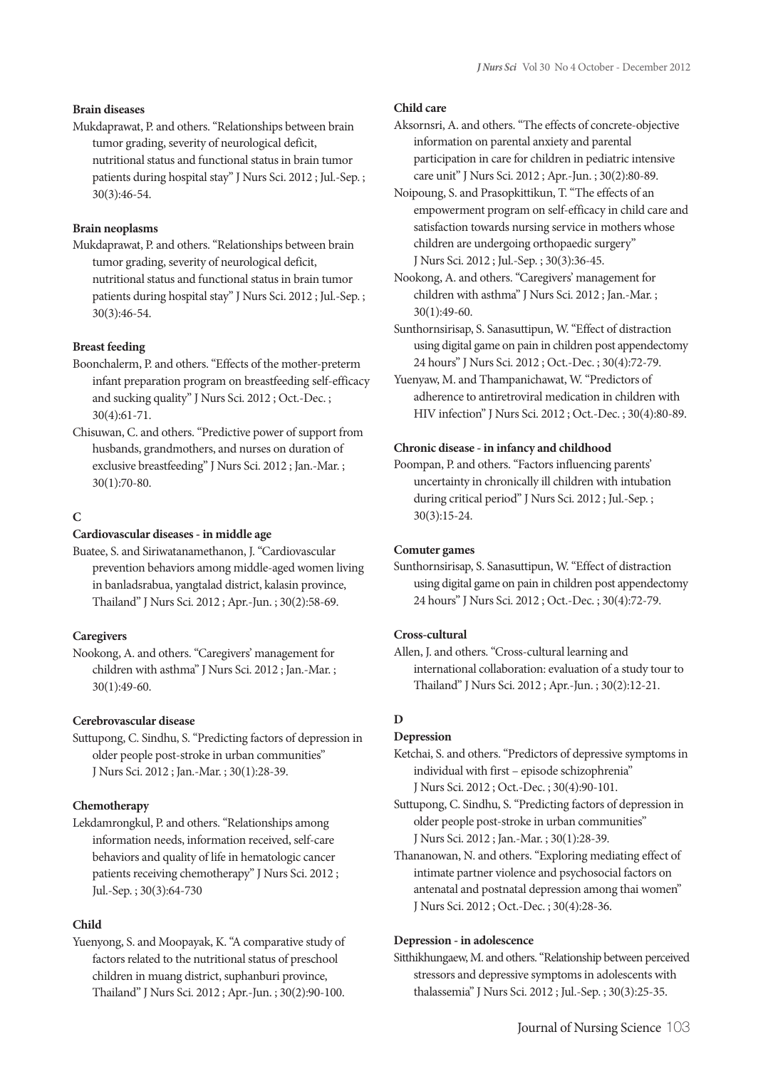**Brain diseases**

Mukdaprawat, P. and others. "Relationships between brain tumor grading, severity of neurological deficit, nutritional status and functional status in brain tumor patients during hospital stay" J Nurs Sci. 2012 ; Jul.-Sep. ; 30(3):46-54.

**Brain neoplasms**

Mukdaprawat, P. and others. "Relationships between brain tumor grading, severity of neurological deficit, nutritional status and functional status in brain tumor patients during hospital stay" J Nurs Sci. 2012 ; Jul.-Sep. ; 30(3):46-54.

**Breast feeding**

Boonchalerm, P. and others. "Effects of the mother-preterm infant preparation program on breastfeeding self-efficacy and sucking quality" J Nurs Sci. 2012 ; Oct.-Dec. ; 30(4):61-71.

Chisuwan, C. and others. "Predictive power of support from husbands, grandmothers, and nurses on duration of exclusive breastfeeding" J Nurs Sci. 2012 ; Jan.-Mar. ; 30(1):70-80.

## C

**Cardiovascular diseases - in middle age**

Buatee, S. and Siriwatanamethanon, J. "Cardiovascular prevention behaviors among middle-aged women living in banladsrabua, yangtalad district, kalasin province, Thailand" J Nurs Sci. 2012 ; Apr.-Jun. ; 30(2):58-69.

**Caregivers**

Nookong, A. and others. "Caregivers' management for children with asthma" J Nurs Sci. 2012 ; Jan.-Mar. ; 30(1):49-60.

**Cerebrovascular disease**

Suttupong, C. Sindhu, S. "Predicting factors of depression in older people post-stroke in urban communities" J Nurs Sci. 2012 ; Jan.-Mar. ; 30(1):28-39.

**Chemotherapy**

Lekdamrongkul, P. and others. "Relationships among information needs, information received, self-care behaviors and quality of life in hematologic cancer patients receiving chemotherapy" J Nurs Sci. 2012 ; Jul.-Sep. ; 30(3):64-730

**Child**

Yuenyong, S. and Moopayak, K. "A comparative study of factors related to the nutritional status of preschool children in muang district, suphanburi province, Thailand" J Nurs Sci. 2012 ; Apr.-Jun. ; 30(2):90-100.

**Child care**

Aksornsri, A. and others. "The effects of concrete-objective information on parental anxiety and parental participation in care for children in pediatric intensive care unit" J Nurs Sci. 2012 ; Apr.-Jun. ; 30(2):80-89.

Noipoung, S. and Prasopkittikun, T. "The effects of an empowerment program on self-efficacy in child care and satisfaction towards nursing service in mothers whose children are undergoing orthopaedic surgery" J Nurs Sci. 2012 ; Jul.-Sep. ; 30(3):36-45.

Nookong, A. and others. "Caregivers' management for children with asthma" J Nurs Sci. 2012 ; Jan.-Mar. ; 30(1):49-60.

Sunthornsirisap, S. Sanasuttipun, W. "Effect of distraction using digital game on pain in children post appendectomy 24 hours" J Nurs Sci. 2012 ; Oct.-Dec. ; 30(4):72-79.

Yuenyaw, M. and Thampanichawat, W. "Predictors of adherence to antiretroviral medication in children with HIV infection" J Nurs Sci. 2012 ; Oct.-Dec. ; 30(4):80-89.

**Chronic disease - in infancy and childhood**

Poompan, P. and others. "Factors influencing parents' uncertainty in chronically ill children with intubation during critical period" J Nurs Sci. 2012 ; Jul.-Sep. ; 30(3):15-24.

**Comuter games**

Sunthornsirisap, S. Sanasuttipun, W. "Effect of distraction using digital game on pain in children post appendectomy 24 hours" J Nurs Sci. 2012 ; Oct.-Dec. ; 30(4):72-79.

**Cross-cultural**

Allen, J. and others. "Cross-cultural learning and international collaboration: evaluation of a study tour to Thailand" J Nurs Sci. 2012 ; Apr.-Jun. ; 30(2):12-21.

## D

**Depression**

Ketchai, S. and others. "Predictors of depressive symptoms in individual with first – episode schizophrenia" J Nurs Sci. 2012 ; Oct.-Dec. ; 30(4):90-101.

Suttupong, C. Sindhu, S. "Predicting factors of depression in older people post-stroke in urban communities" J Nurs Sci. 2012 ; Jan.-Mar. ; 30(1):28-39.

Thananowan, N. and others. "Exploring mediating effect of intimate partner violence and psychosocial factors on antenatal and postnatal depression among thai women" J Nurs Sci. 2012 ; Oct.-Dec. ; 30(4):28-36.

**Depression - in adolescence**

Sitthikhungaew, M. and others. "Relationship between perceived stressors and depressive symptoms in adolescents with thalassemia" J Nurs Sci. 2012 ; Jul.-Sep. ; 30(3):25-35.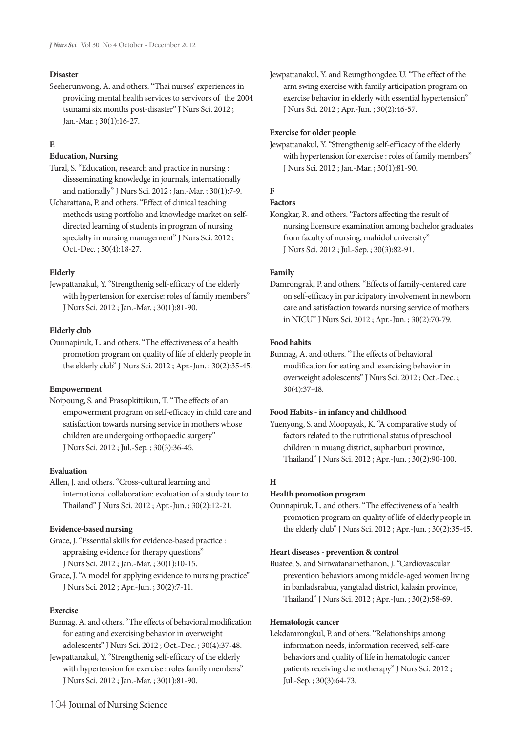**Disaster**

Seeherunwong, A. and others. "Thai nurses' experiences in providing mental health services to servivors of the 2004 tsunami six months post-disaster" J Nurs Sci. 2012 ; Jan.-Mar. ; 30(1):16-27.

## E

**Education, Nursing**

Tural, S. "Education, research and practice in nursing : dissseminating knowledge in journals, internationally and nationally" J Nurs Sci. 2012 ; Jan.-Mar. ; 30(1):7-9.

Ucharattana, P. and others. "Effect of clinical teaching methods using portfolio and knowledge market on self-directed learning of students in program of nursing specialty in nursing management" J Nurs Sci. 2012 ; Oct.-Dec. ; 30(4):18-27.

**Elderly**

Jewpattanakul, Y. "Strengthenig self-efficacy of the elderly with hypertension for exercise: roles of family members" J Nurs Sci. 2012 ; Jan.-Mar. ; 30(1):81-90.

**Elderly club**

Ounnapiruk, L. and others. "The effectiveness of a health promotion program on quality of life of elderly people in the elderly club" J Nurs Sci. 2012 ; Apr.-Jun. ; 30(2):35-45.

**Empowerment**

Noipoung, S. and Prasopkittikun, T. "The effects of an empowerment program on self-efficacy in child care and satisfaction towards nursing service in mothers whose children are undergoing orthopaedic surgery" J Nurs Sci. 2012 ; Jul.-Sep. ; 30(3):36-45.

**Evaluation**

Allen, J. and others. "Cross-cultural learning and international collaboration: evaluation of a study tour to Thailand" J Nurs Sci. 2012 ; Apr.-Jun. ; 30(2):12-21.

**Evidence-based nursing**

Grace, J. "Essential skills for evidence-based practice : appraising evidence for therapy questions" J Nurs Sci. 2012 ; Jan.-Mar. ; 30(1):10-15.

Grace, J. "A model for applying evidence to nursing practice" J Nurs Sci. 2012 ; Apr.-Jun. ; 30(2):7-11.

**Exercise**

Bunnag, A. and others. "The effects of behavioral modification for eating and exercising behavior in overweight adolescents" J Nurs Sci. 2012 ; Oct.-Dec. ; 30(4):37-48.

Jewpattanakul, Y. "Strengthenig self-efficacy of the elderly with hypertension for exercise : roles family members" J Nurs Sci. 2012 ; Jan.-Mar. ; 30(1):81-90.

Jewpattanakul, Y. and Reungthongdee, U. "The effect of the arm swing exercise with family articipation program on exercise behavior in elderly with essential hypertension" J Nurs Sci. 2012 ; Apr.-Jun. ; 30(2):46-57.

**Exercise for older people**

Jewpattanakul, Y. "Strengthenig self-efficacy of the elderly with hypertension for exercise : roles of family members" J Nurs Sci. 2012 ; Jan.-Mar. ; 30(1):81-90.

## F

**Factors**

Kongkar, R. and others. "Factors affecting the result of nursing licensure examination among bachelor graduates from faculty of nursing, mahidol university" J Nurs Sci. 2012 ; Jul.-Sep. ; 30(3):82-91.

**Family**

Damrongrak, P. and others. "Effects of family-centered care on self-efficacy in participatory involvement in newborn care and satisfaction towards nursing service of mothers in NICU" J Nurs Sci. 2012 ; Apr.-Jun. ; 30(2):70-79.

**Food habits**

Bunnag, A. and others. "The effects of behavioral modification for eating and exercising behavior in overweight adolescents" J Nurs Sci. 2012 ; Oct.-Dec. ; 30(4):37-48.

**Food Habits - in infancy and childhood**

Yuenyong, S. and Moopayak, K. "A comparative study of factors related to the nutritional status of preschool children in muang district, suphanburi province, Thailand" J Nurs Sci. 2012 ; Apr.-Jun. ; 30(2):90-100.

## H

**Health promotion program**

Ounnapiruk, L. and others. "The effectiveness of a health promotion program on quality of life of elderly people in the elderly club" J Nurs Sci. 2012 ; Apr.-Jun. ; 30(2):35-45.

**Heart diseases - prevention & control**

Buatee, S. and Siriwatanamethanon, J. "Cardiovascular prevention behaviors among middle-aged women living in banladsrabua, yangtalad district, kalasin province, Thailand" J Nurs Sci. 2012 ; Apr.-Jun. ; 30(2):58-69.

**Hematologic cancer**

Lekdamrongkul, P. and others. "Relationships among information needs, information received, self-care behaviors and quality of life in hematologic cancer patients receiving chemotherapy" J Nurs Sci. 2012 ; Jul.-Sep. ; 30(3):64-73.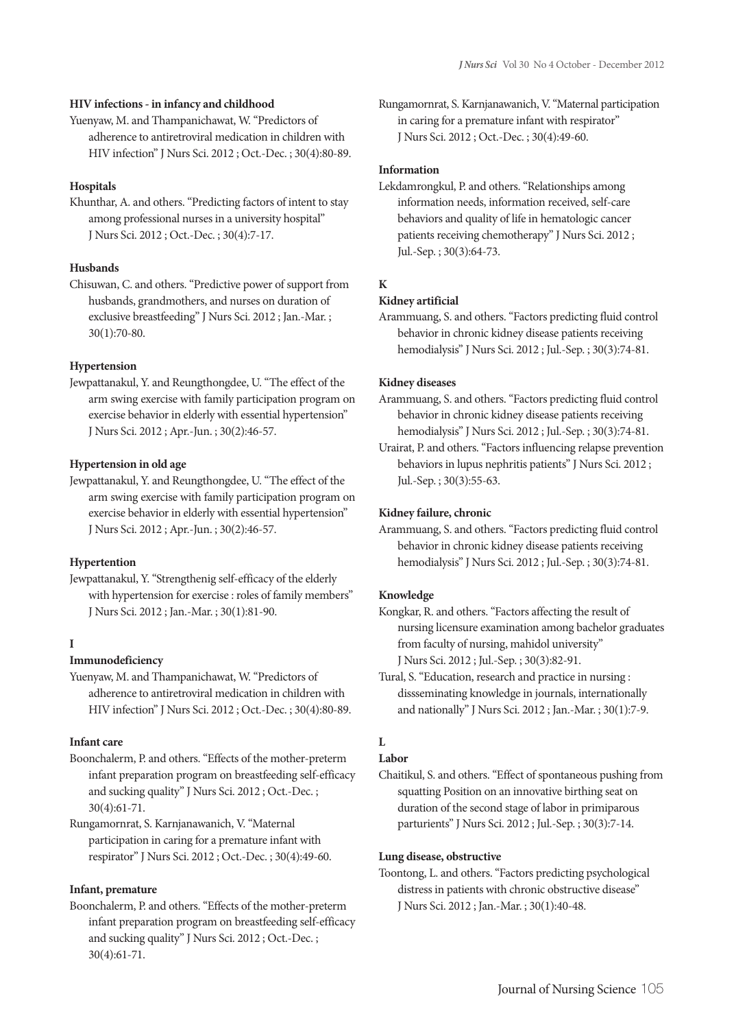**HIV infections - in infancy and childhood**

Yuenyaw, M. and Thampanichawat, W. "Predictors of adherence to antiretroviral medication in children with HIV infection" J Nurs Sci. 2012 ; Oct.-Dec. ; 30(4):80-89.

**Hospitals**

Khunthar, A. and others. "Predicting factors of intent to stay among professional nurses in a university hospital" J Nurs Sci. 2012 ; Oct.-Dec. ; 30(4):7-17.

**Husbands**

Chisuwan, C. and others. "Predictive power of support from husbands, grandmothers, and nurses on duration of exclusive breastfeeding" J Nurs Sci. 2012 ; Jan.-Mar. ; 30(1):70-80.

**Hypertension**

Jewpattanakul, Y. and Reungthongdee, U. "The effect of the arm swing exercise with family participation program on exercise behavior in elderly with essential hypertension" J Nurs Sci. 2012 ; Apr.-Jun. ; 30(2):46-57.

**Hypertension in old age**

Jewpattanakul, Y. and Reungthongdee, U. "The effect of the arm swing exercise with family participation program on exercise behavior in elderly with essential hypertension" J Nurs Sci. 2012 ; Apr.-Jun. ; 30(2):46-57.

**Hypertention**

Jewpattanakul, Y. "Strengthenig self-efficacy of the elderly with hypertension for exercise : roles of family members" J Nurs Sci. 2012 ; Jan.-Mar. ; 30(1):81-90.

**I**

**Immunodeficiency**

Yuenyaw, M. and Thampanichawat, W. "Predictors of adherence to antiretroviral medication in children with HIV infection" J Nurs Sci. 2012 ; Oct.-Dec. ; 30(4):80-89.

**Infant care**

Boonchalerm, P. and others. "Effects of the mother-preterm infant preparation program on breastfeeding self-efficacy and sucking quality" J Nurs Sci. 2012 ; Oct.-Dec. ; 30(4):61-71.

Rungamornrat, S. Karnjanawanich, V. "Maternal participation in caring for a premature infant with respirator" J Nurs Sci. 2012 ; Oct.-Dec. ; 30(4):49-60.

**Infant, premature**

Boonchalerm, P. and others. "Effects of the mother-preterm infant preparation program on breastfeeding self-efficacy and sucking quality" J Nurs Sci. 2012 ; Oct.-Dec. ; 30(4):61-71.

Rungamornrat, S. Karnjanawanich, V. "Maternal participation in caring for a premature infant with respirator" J Nurs Sci. 2012 ; Oct.-Dec. ; 30(4):49-60.

**Information**

Lekdamrongkul, P. and others. "Relationships among information needs, information received, self-care behaviors and quality of life in hematologic cancer patients receiving chemotherapy" J Nurs Sci. 2012 ; Jul.-Sep. ; 30(3):64-73.

**K**

**Kidney artificial**

Arammuang, S. and others. "Factors predicting fluid control behavior in chronic kidney disease patients receiving hemodialysis" J Nurs Sci. 2012 ; Jul.-Sep. ; 30(3):74-81.

**Kidney diseases**

Arammuang, S. and others. "Factors predicting fluid control behavior in chronic kidney disease patients receiving hemodialysis" J Nurs Sci. 2012 ; Jul.-Sep. ; 30(3):74-81.

Urairat, P. and others. "Factors influencing relapse prevention behaviors in lupus nephritis patients" J Nurs Sci. 2012 ; Jul.-Sep. ; 30(3):55-63.

**Kidney failure, chronic**

Arammuang, S. and others. "Factors predicting fluid control behavior in chronic kidney disease patients receiving hemodialysis" J Nurs Sci. 2012 ; Jul.-Sep. ; 30(3):74-81.

**Knowledge**

Kongkar, R. and others. "Factors affecting the result of nursing licensure examination among bachelor graduates from faculty of nursing, mahidol university" J Nurs Sci. 2012 ; Jul.-Sep. ; 30(3):82-91.

Tural, S. "Education, research and practice in nursing : dissseminating knowledge in journals, internationally and nationally" J Nurs Sci. 2012 ; Jan.-Mar. ; 30(1):7-9.

**L**

**Labor**

Chaitikul, S. and others. "Effect of spontaneous pushing from squatting Position on an innovative birthing seat on duration of the second stage of labor in primiparous parturients" J Nurs Sci. 2012 ; Jul.-Sep. ; 30(3):7-14.

**Lung disease, obstructive**

Toontong, L. and others. "Factors predicting psychological distress in patients with chronic obstructive disease" J Nurs Sci. 2012 ; Jan.-Mar. ; 30(1):40-48.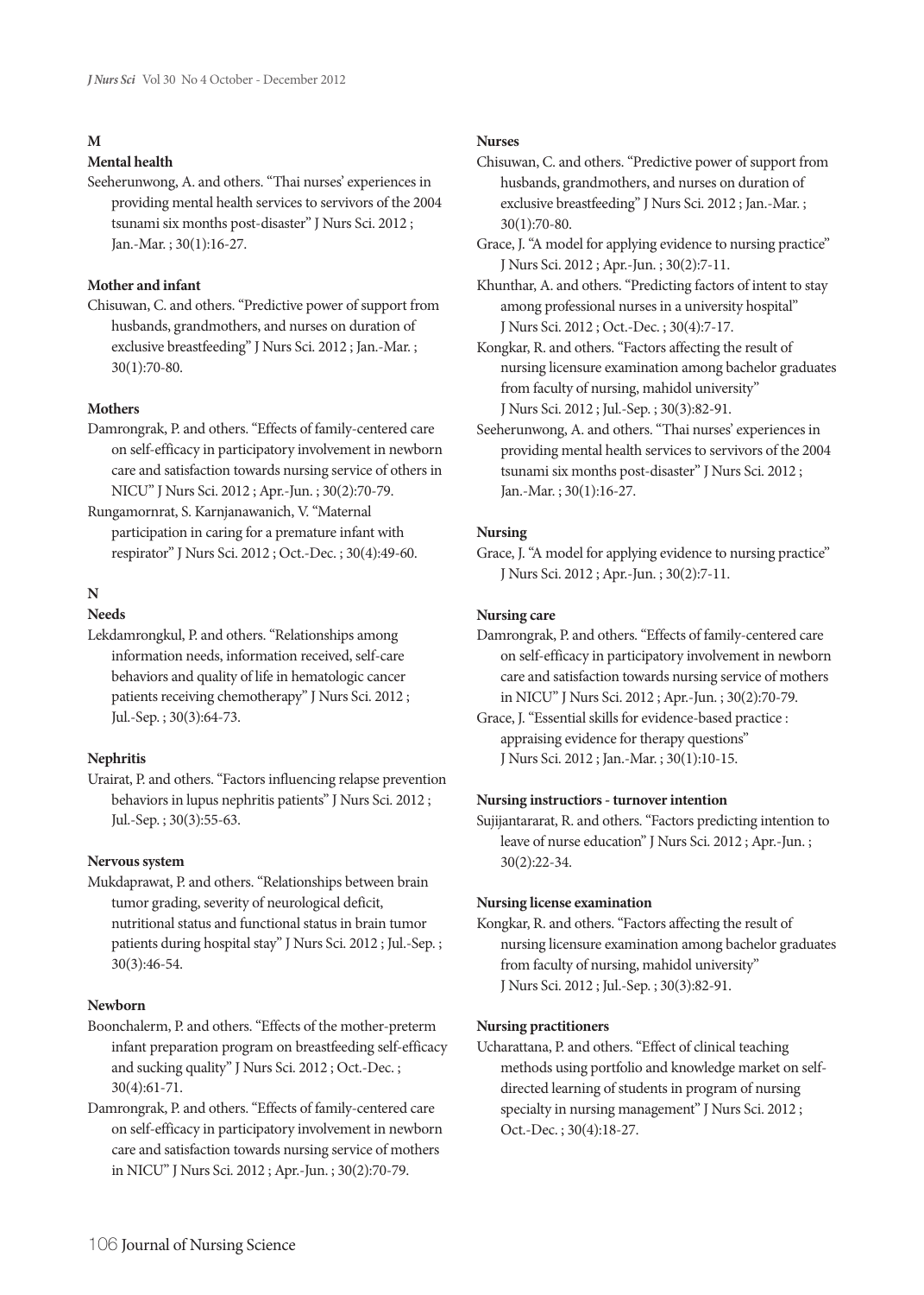## M

**Mental health**

Seeherunwong, A. and others. "Thai nurses' experiences in providing mental health services to servivors of the 2004 tsunami six months post-disaster" J Nurs Sci. 2012 ; Jan.-Mar. ; 30(1):16-27.

**Mother and infant**

Chisuwan, C. and others. "Predictive power of support from husbands, grandmothers, and nurses on duration of exclusive breastfeeding" J Nurs Sci. 2012 ; Jan.-Mar. ; 30(1):70-80.

**Mothers**

Damrongrak, P. and others. "Effects of family-centered care on self-efficacy in participatory involvement in newborn care and satisfaction towards nursing service of others in NICU" J Nurs Sci. 2012 ; Apr.-Jun. ; 30(2):70-79.

Rungamornrat, S. Karnjanawanich, V. "Maternal participation in caring for a premature infant with respirator" J Nurs Sci. 2012 ; Oct.-Dec. ; 30(4):49-60.

## N

**Needs**

Lekdamrongkul, P. and others. "Relationships among information needs, information received, self-care behaviors and quality of life in hematologic cancer patients receiving chemotherapy" J Nurs Sci. 2012 ; Jul.-Sep. ; 30(3):64-73.

**Nephritis**

Urairat, P. and others. "Factors influencing relapse prevention behaviors in lupus nephritis patients" J Nurs Sci. 2012 ; Jul.-Sep. ; 30(3):55-63.

**Nervous system**

Mukdaprawat, P. and others. "Relationships between brain tumor grading, severity of neurological deficit, nutritional status and functional status in brain tumor patients during hospital stay" J Nurs Sci. 2012 ; Jul.-Sep. ; 30(3):46-54.

**Newborn**

Boonchalerm, P. and others. "Effects of the mother-preterm infant preparation program on breastfeeding self-efficacy and sucking quality" J Nurs Sci. 2012 ; Oct.-Dec. ; 30(4):61-71.

Damrongrak, P. and others. "Effects of family-centered care on self-efficacy in participatory involvement in newborn care and satisfaction towards nursing service of mothers in NICU" J Nurs Sci. 2012 ; Apr.-Jun. ; 30(2):70-79.

**Nurses**

Chisuwan, C. and others. "Predictive power of support from husbands, grandmothers, and nurses on duration of exclusive breastfeeding" J Nurs Sci. 2012 ; Jan.-Mar. ; 30(1):70-80.

Grace, J. "A model for applying evidence to nursing practice" J Nurs Sci. 2012 ; Apr.-Jun. ; 30(2):7-11.

Khunthar, A. and others. "Predicting factors of intent to stay among professional nurses in a university hospital" J Nurs Sci. 2012 ; Oct.-Dec. ; 30(4):7-17.

Kongkar, R. and others. "Factors affecting the result of nursing licensure examination among bachelor graduates from faculty of nursing, mahidol university" J Nurs Sci. 2012 ; Jul.-Sep. ; 30(3):82-91.

Seeherunwong, A. and others. "Thai nurses' experiences in providing mental health services to servivors of the 2004 tsunami six months post-disaster" J Nurs Sci. 2012 ; Jan.-Mar. ; 30(1):16-27.

**Nursing**

Grace, J. "A model for applying evidence to nursing practice" J Nurs Sci. 2012 ; Apr.-Jun. ; 30(2):7-11.

**Nursing care**

Damrongrak, P. and others. "Effects of family-centered care on self-efficacy in participatory involvement in newborn care and satisfaction towards nursing service of mothers in NICU" J Nurs Sci. 2012 ; Apr.-Jun. ; 30(2):70-79.

Grace, J. "Essential skills for evidence-based practice : appraising evidence for therapy questions" J Nurs Sci. 2012 ; Jan.-Mar. ; 30(1):10-15.

**Nursing instructiors - turnover intention**

Sujijantararat, R. and others. "Factors predicting intention to leave of nurse education" J Nurs Sci. 2012 ; Apr.-Jun. ; 30(2):22-34.

**Nursing license examination**

Kongkar, R. and others. "Factors affecting the result of nursing licensure examination among bachelor graduates from faculty of nursing, mahidol university" J Nurs Sci. 2012 ; Jul.-Sep. ; 30(3):82-91.

**Nursing practitioners**

Ucharattana, P. and others. "Effect of clinical teaching methods using portfolio and knowledge market on self-directed learning of students in program of nursing specialty in nursing management" J Nurs Sci. 2012 ; Oct.-Dec. ; 30(4):18-27.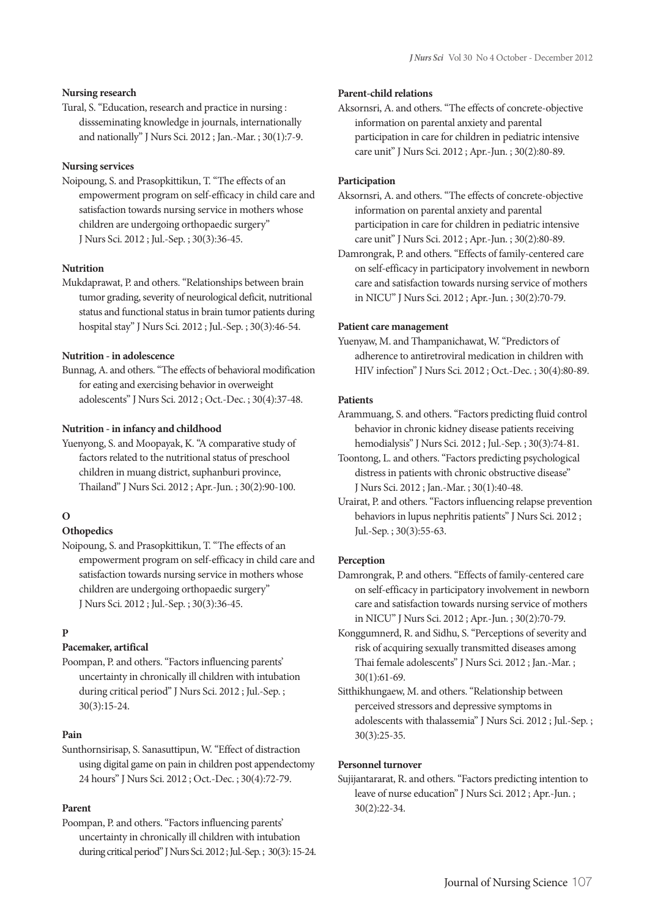**Nursing research**

Tural, S. "Education, research and practice in nursing : dissseminating knowledge in journals, internationally and nationally" J Nurs Sci. 2012 ; Jan.-Mar. ; 30(1):7-9.

**Nursing services**

Noipoung, S. and Prasopkittikun, T. "The effects of an empowerment program on self-efficacy in child care and satisfaction towards nursing service in mothers whose children are undergoing orthopaedic surgery" J Nurs Sci. 2012 ; Jul.-Sep. ; 30(3):36-45.

**Nutrition**

Mukdaprawat, P. and others. "Relationships between brain tumor grading, severity of neurological deficit, nutritional status and functional status in brain tumor patients during hospital stay" J Nurs Sci. 2012 ; Jul.-Sep. ; 30(3):46-54.

**Nutrition - in adolescence**

Bunnag, A. and others. "The effects of behavioral modification for eating and exercising behavior in overweight adolescents" J Nurs Sci. 2012 ; Oct.-Dec. ; 30(4):37-48.

**Nutrition - in infancy and childhood**

Yuenyong, S. and Moopayak, K. "A comparative study of factors related to the nutritional status of preschool children in muang district, suphanburi province, Thailand" J Nurs Sci. 2012 ; Apr.-Jun. ; 30(2):90-100.

## O

**Othopedics**

Noipoung, S. and Prasopkittikun, T. "The effects of an empowerment program on self-efficacy in child care and satisfaction towards nursing service in mothers whose children are undergoing orthopaedic surgery" J Nurs Sci. 2012 ; Jul.-Sep. ; 30(3):36-45.

## P

**Pacemaker, artifical**

Poompan, P. and others. "Factors influencing parents' uncertainty in chronically ill children with intubation during critical period" J Nurs Sci. 2012 ; Jul.-Sep. ; 30(3):15-24.

**Pain**

Sunthornsirisap, S. Sanasuttipun, W. "Effect of distraction using digital game on pain in children post appendectomy 24 hours" J Nurs Sci. 2012 ; Oct.-Dec. ; 30(4):72-79.

**Parent**

Poompan, P. and others. "Factors influencing parents' uncertainty in chronically ill children with intubation during critical period" J Nurs Sci. 2012 ; Jul.-Sep. ; 30(3): 15-24.

**Parent-child relations**

Aksornsri, A. and others. "The effects of concrete-objective information on parental anxiety and parental participation in care for children in pediatric intensive care unit" J Nurs Sci. 2012 ; Apr.-Jun. ; 30(2):80-89.

**Participation**

Aksornsri, A. and others. "The effects of concrete-objective information on parental anxiety and parental participation in care for children in pediatric intensive care unit" J Nurs Sci. 2012 ; Apr.-Jun. ; 30(2):80-89.

Damrongrak, P. and others. "Effects of family-centered care on self-efficacy in participatory involvement in newborn care and satisfaction towards nursing service of mothers in NICU" J Nurs Sci. 2012 ; Apr.-Jun. ; 30(2):70-79.

**Patient care management**

Yuenyaw, M. and Thampanichawat, W. "Predictors of adherence to antiretroviral medication in children with HIV infection" J Nurs Sci. 2012 ; Oct.-Dec. ; 30(4):80-89.

**Patients**

Arammuang, S. and others. "Factors predicting fluid control behavior in chronic kidney disease patients receiving hemodialysis" J Nurs Sci. 2012 ; Jul.-Sep. ; 30(3):74-81.

Toontong, L. and others. "Factors predicting psychological distress in patients with chronic obstructive disease" J Nurs Sci. 2012 ; Jan.-Mar. ; 30(1):40-48.

Urairat, P. and others. "Factors influencing relapse prevention behaviors in lupus nephritis patients" J Nurs Sci. 2012 ; Jul.-Sep. ; 30(3):55-63.

**Perception**

Damrongrak, P. and others. "Effects of family-centered care on self-efficacy in participatory involvement in newborn care and satisfaction towards nursing service of mothers in NICU" J Nurs Sci. 2012 ; Apr.-Jun. ; 30(2):70-79.

Konggumnerd, R. and Sidhu, S. "Perceptions of severity and risk of acquiring sexually transmitted diseases among Thai female adolescents" J Nurs Sci. 2012 ; Jan.-Mar. ; 30(1):61-69.

Sitthikhungaew, M. and others. "Relationship between perceived stressors and depressive symptoms in adolescents with thalassemia" J Nurs Sci. 2012 ; Jul.-Sep. ; 30(3):25-35.

**Personnel turnover**

Sujijantararat, R. and others. "Factors predicting intention to leave of nurse education" J Nurs Sci. 2012 ; Apr.-Jun. ; 30(2):22-34.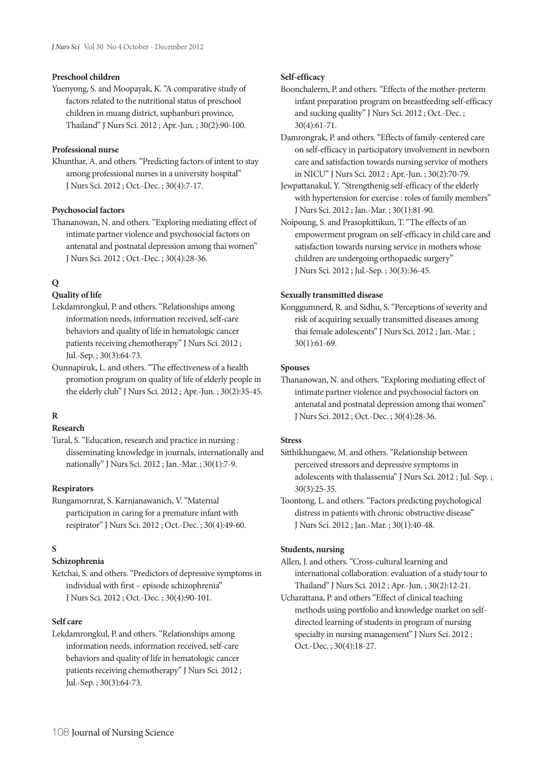**Preschool children**

Yuenyong, S. and Moopayak, K. "A comparative study of factors related to the nutritional status of preschool children in muang district, suphanburi province, Thailand" J Nurs Sci. 2012 ; Apr.-Jun. ; 30(2):90-100.

**Professional nurse**

Khunthar, A. and others. "Predicting factors of intent to stay among professional nurses in a university hospital" J Nurs Sci. 2012 ; Oct.-Dec. ; 30(4):7-17.

**Psychosocial factors**

Thananowan, N. and others. "Exploring mediating effect of intimate partner violence and psychosocial factors on antenatal and postnatal depression among thai women" J Nurs Sci. 2012 ; Oct.-Dec. ; 30(4):28-36.

## Q

**Quality of life**

Lekdamrongkul, P. and others. "Relationships among information needs, information received, self-care behaviors and quality of life in hematologic cancer patients receiving chemotherapy" J Nurs Sci. 2012 ; Jul.-Sep. ; 30(3):64-73.

Ounnapiruk, L. and others. "The effectiveness of a health promotion program on quality of life of elderly people in the elderly club" J Nurs Sci. 2012 ; Apr.-Jun. ; 30(2):35-45.

## R

**Research**

Tural, S. "Education, research and practice in nursing : disseminating knowledge in journals, internationally and nationally" J Nurs Sci. 2012 ; Jan.-Mar. ; 30(1):7-9.

**Respirators**

Rungamornrat, S. Karnjanawanich, V. "Maternal participation in caring for a premature infant with respirator" J Nurs Sci. 2012 ; Oct.-Dec. ; 30(4):49-60.

## S

**Schizophrenia**

Ketchai, S. and others. "Predictors of depressive symptoms in individual with first – episode schizophrenia" J Nurs Sci. 2012 ; Oct.-Dec. ; 30(4):90-101.

**Self care**

Lekdamrongkul, P. and others. "Relationships among information needs, information received, self-care behaviors and quality of life in hematologic cancer patients receiving chemotherapy" J Nurs Sci. 2012 ; Jul.-Sep. ; 30(3):64-73.

**Self-efficacy**

Boonchalerm, P. and others. "Effects of the mother-preterm infant preparation program on breastfeeding self-efficacy and sucking quality" J Nurs Sci. 2012 ; Oct.-Dec. ; 30(4):61-71.

Damrongrak, P. and others. "Effects of family-centered care on self-efficacy in participatory involvement in newborn care and satisfaction towards nursing service of mothers in NICU" J Nurs Sci. 2012 ; Apr.-Jun. ; 30(2):70-79.

Jewpattanakul, Y. "Strengthenig self-efficacy of the elderly with hypertension for exercise : roles of family members" J Nurs Sci. 2012 ; Jan.-Mar. ; 30(1):81-90.

Noipoung, S. and Prasopkittikun, T. "The effects of an empowerment program on self-efficacy in child care and satisfaction towards nursing service in mothers whose children are undergoing orthopaedic surgery" J Nurs Sci. 2012 ; Jul.-Sep. ; 30(3):36-45.

**Sexually transmitted disease**

Konggumnerd, R. and Sidhu, S. "Perceptions of severity and risk of acquiring sexually transmitted diseases among thai female adolescents" J Nurs Sci. 2012 ; Jan.-Mar. ; 30(1):61-69.

**Spouses**

Thananowan, N. and others. "Exploring mediating effect of intimate partner violence and psychosocial factors on antenatal and postnatal depression among thai women" J Nurs Sci. 2012 ; Oct.-Dec. ; 30(4):28-36.

**Stress**

Sitthikhungaew, M. and others. "Relationship between perceived stressors and depressive symptoms in adolescents with thalassemia" J Nurs Sci. 2012 ; Jul.-Sep. ; 30(3):25-35.

Toontong, L. and others. "Factors predicting psychological distress in patients with chronic obstructive disease" J Nurs Sci. 2012 ; Jan.-Mar. ; 30(1):40-48.

**Students, nursing**

Allen, J. and others. "Cross-cultural learning and international collaboration: evaluation of a study tour to Thailand" J Nurs Sci. 2012 ; Apr.-Jun. ; 30(2):12-21.

Ucharattana, P. and others "Effect of clinical teaching methods using portfolio and knowledge market on self-directed learning of students in program of nursing specialty in nursing management" J Nurs Sci. 2012 ; Oct.-Dec. ; 30(4):18-27.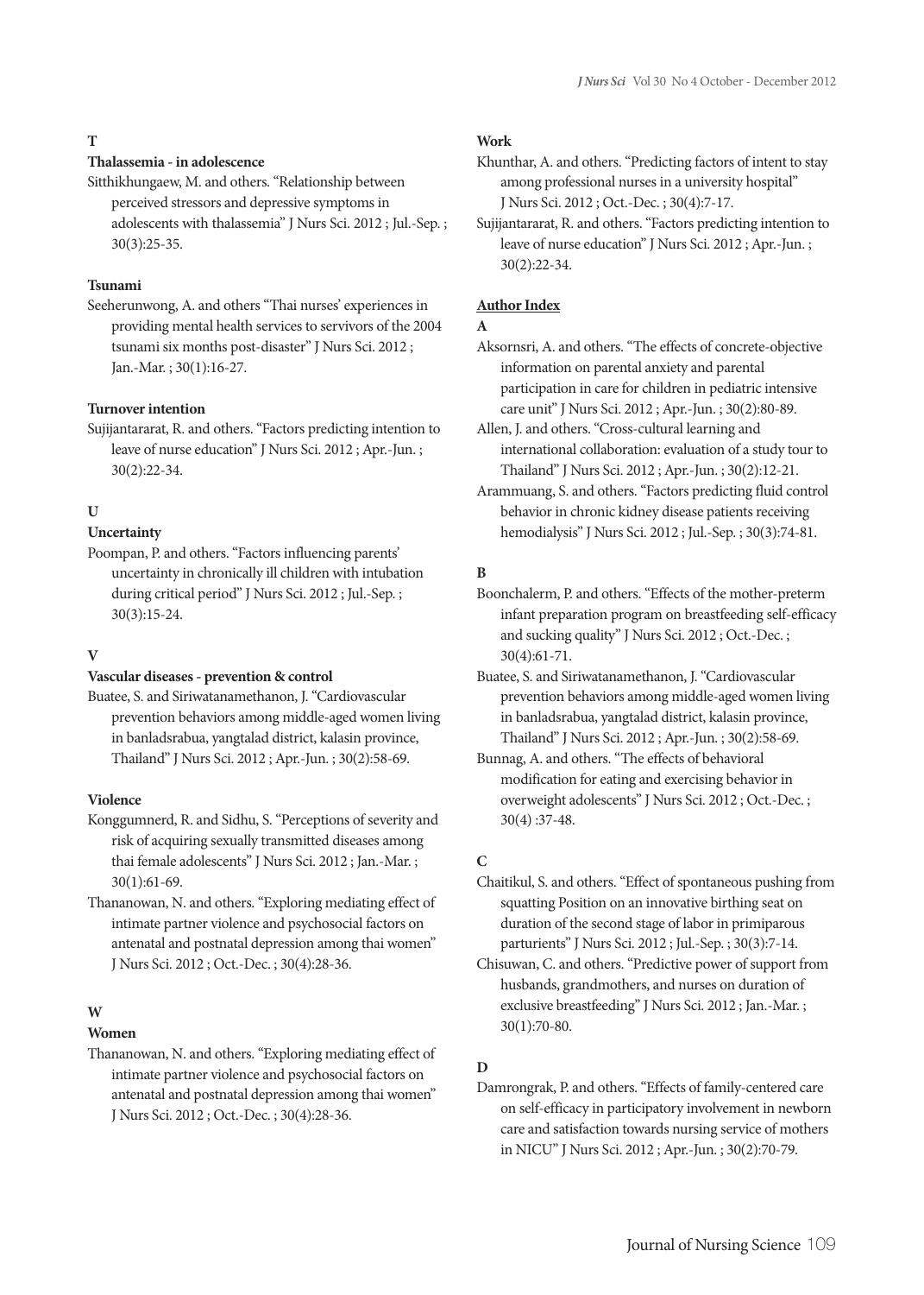**T**

**Thalassemia - in adolescence**

Sitthikhungaew, M. and others. "Relationship between perceived stressors and depressive symptoms in adolescents with thalassemia" J Nurs Sci. 2012 ; Jul.-Sep. ; 30(3):25-35.

**Tsunami**

Seeherunwong, A. and others "Thai nurses' experiences in providing mental health services to servivors of the 2004 tsunami six months post-disaster" J Nurs Sci. 2012 ; Jan.-Mar. ; 30(1):16-27.

**Turnover intention**

Sujijantararat, R. and others. "Factors predicting intention to leave of nurse education" J Nurs Sci. 2012 ; Apr.-Jun. ; 30(2):22-34.

**U**

**Uncertainty**

Poompan, P. and others. "Factors influencing parents' uncertainty in chronically ill children with intubation during critical period" J Nurs Sci. 2012 ; Jul.-Sep. ; 30(3):15-24.

**V**

**Vascular diseases - prevention & control**

Buatee, S. and Siriwatanamethanon, J. "Cardiovascular prevention behaviors among middle-aged women living in banladsrabua, yangtalad district, kalasin province, Thailand" J Nurs Sci. 2012 ; Apr.-Jun. ; 30(2):58-69.

**Violence**

Konggumnerd, R. and Sidhu, S. "Perceptions of severity and risk of acquiring sexually transmitted diseases among thai female adolescents" J Nurs Sci. 2012 ; Jan.-Mar. ; 30(1):61-69.

Thananowan, N. and others. "Exploring mediating effect of intimate partner violence and psychosocial factors on antenatal and postnatal depression among thai women" J Nurs Sci. 2012 ; Oct.-Dec. ; 30(4):28-36.

**W**

**Women**

Thananowan, N. and others. "Exploring mediating effect of intimate partner violence and psychosocial factors on antenatal and postnatal depression among thai women" J Nurs Sci. 2012 ; Oct.-Dec. ; 30(4):28-36.

**Work**

Khunthar, A. and others. "Predicting factors of intent to stay among professional nurses in a university hospital" J Nurs Sci. 2012 ; Oct.-Dec. ; 30(4):7-17.

Sujijantararat, R. and others. "Factors predicting intention to leave of nurse education" J Nurs Sci. 2012 ; Apr.-Jun. ; 30(2):22-34.

## Author Index

**A**

Aksornsri, A. and others. "The effects of concrete-objective information on parental anxiety and parental participation in care for children in pediatric intensive care unit" J Nurs Sci. 2012 ; Apr.-Jun. ; 30(2):80-89.

Allen, J. and others. "Cross-cultural learning and international collaboration: evaluation of a study tour to Thailand" J Nurs Sci. 2012 ; Apr.-Jun. ; 30(2):12-21.

Arammuang, S. and others. "Factors predicting fluid control behavior in chronic kidney disease patients receiving hemodialysis" J Nurs Sci. 2012 ; Jul.-Sep. ; 30(3):74-81.

**B**

Boonchalerm, P. and others. "Effects of the mother-preterm infant preparation program on breastfeeding self-efficacy and sucking quality" J Nurs Sci. 2012 ; Oct.-Dec. ; 30(4):61-71.

Buatee, S. and Siriwatanamethanon, J. "Cardiovascular prevention behaviors among middle-aged women living in banladsrabua, yangtalad district, kalasin province, Thailand" J Nurs Sci. 2012 ; Apr.-Jun. ; 30(2):58-69.

Bunnag, A. and others. "The effects of behavioral modification for eating and exercising behavior in overweight adolescents" J Nurs Sci. 2012 ; Oct.-Dec. ; 30(4) :37-48.

**C**

Chaitikul, S. and others. "Effect of spontaneous pushing from squatting Position on an innovative birthing seat on duration of the second stage of labor in primiparous parturients" J Nurs Sci. 2012 ; Jul.-Sep. ; 30(3):7-14.

Chisuwan, C. and others. "Predictive power of support from husbands, grandmothers, and nurses on duration of exclusive breastfeeding" J Nurs Sci. 2012 ; Jan.-Mar. ; 30(1):70-80.

**D**

Damrongrak, P. and others. "Effects of family-centered care on self-efficacy in participatory involvement in newborn care and satisfaction towards nursing service of mothers in NICU" J Nurs Sci. 2012 ; Apr.-Jun. ; 30(2):70-79.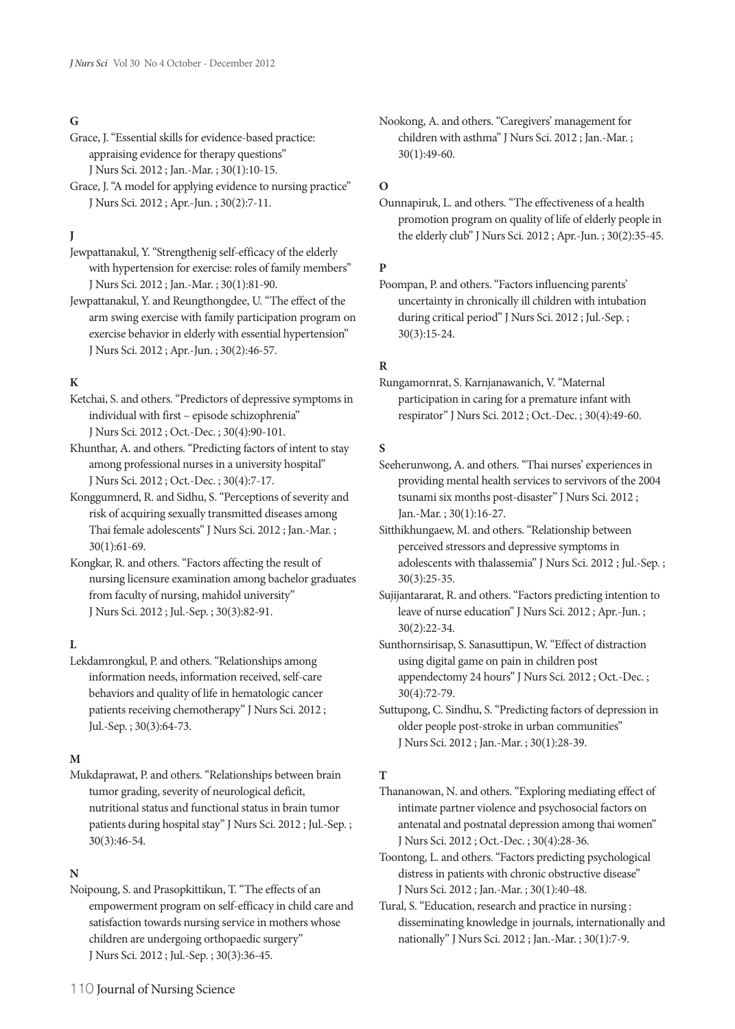**G**

Grace, J. "Essential skills for evidence-based practice: appraising evidence for therapy questions" J Nurs Sci. 2012 ; Jan.-Mar. ; 30(1):10-15.

Grace, J. "A model for applying evidence to nursing practice" J Nurs Sci. 2012 ; Apr.-Jun. ; 30(2):7-11.

**J**

Jewpattanakul, Y. "Strengthenig self-efficacy of the elderly with hypertension for exercise: roles of family members" J Nurs Sci. 2012 ; Jan.-Mar. ; 30(1):81-90.

Jewpattanakul, Y. and Reungthongdee, U. "The effect of the arm swing exercise with family participation program on exercise behavior in elderly with essential hypertension" J Nurs Sci. 2012 ; Apr.-Jun. ; 30(2):46-57.

**K**

Ketchai, S. and others. "Predictors of depressive symptoms in individual with first – episode schizophrenia" J Nurs Sci. 2012 ; Oct.-Dec. ; 30(4):90-101.

Khunthar, A. and others. "Predicting factors of intent to stay among professional nurses in a university hospital" J Nurs Sci. 2012 ; Oct.-Dec. ; 30(4):7-17.

Konggumnerd, R. and Sidhu, S. "Perceptions of severity and risk of acquiring sexually transmitted diseases among Thai female adolescents" J Nurs Sci. 2012 ; Jan.-Mar. ; 30(1):61-69.

Kongkar, R. and others. "Factors affecting the result of nursing licensure examination among bachelor graduates from faculty of nursing, mahidol university" J Nurs Sci. 2012 ; Jul.-Sep. ; 30(3):82-91.

**L**

Lekdamrongkul, P. and others. "Relationships among information needs, information received, self-care behaviors and quality of life in hematologic cancer patients receiving chemotherapy" J Nurs Sci. 2012 ; Jul.-Sep. ; 30(3):64-73.

**M**

Mukdaprawat, P. and others. "Relationships between brain tumor grading, severity of neurological deficit, nutritional status and functional status in brain tumor patients during hospital stay" J Nurs Sci. 2012 ; Jul.-Sep. ; 30(3):46-54.

**N**

Noipoung, S. and Prasopkittikun, T. "The effects of an empowerment program on self-efficacy in child care and satisfaction towards nursing service in mothers whose children are undergoing orthopaedic surgery" J Nurs Sci. 2012 ; Jul.-Sep. ; 30(3):36-45.

Nookong, A. and others. "Caregivers' management for children with asthma" J Nurs Sci. 2012 ; Jan.-Mar. ; 30(1):49-60.

**O**

Ounnapiruk, L. and others. "The effectiveness of a health promotion program on quality of life of elderly people in the elderly club" J Nurs Sci. 2012 ; Apr.-Jun. ; 30(2):35-45.

**P**

Poompan, P. and others. "Factors influencing parents' uncertainty in chronically ill children with intubation during critical period" J Nurs Sci. 2012 ; Jul.-Sep. ; 30(3):15-24.

**R**

Rungamornrat, S. Karnjanawanich, V. "Maternal participation in caring for a premature infant with respirator" J Nurs Sci. 2012 ; Oct.-Dec. ; 30(4):49-60.

**S**

Seeherunwong, A. and others. "Thai nurses' experiences in providing mental health services to servivors of the 2004 tsunami six months post-disaster" J Nurs Sci. 2012 ; Jan.-Mar. ; 30(1):16-27.

Sitthikhungaew, M. and others. "Relationship between perceived stressors and depressive symptoms in adolescents with thalassemia" J Nurs Sci. 2012 ; Jul.-Sep. ; 30(3):25-35.

Sujijantararat, R. and others. "Factors predicting intention to leave of nurse education" J Nurs Sci. 2012 ; Apr.-Jun. ; 30(2):22-34.

Sunthornsirisap, S. Sanasuttipun, W. "Effect of distraction using digital game on pain in children post appendectomy 24 hours" J Nurs Sci. 2012 ; Oct.-Dec. ; 30(4):72-79.

Suttupong, C. Sindhu, S. "Predicting factors of depression in older people post-stroke in urban communities" J Nurs Sci. 2012 ; Jan.-Mar. ; 30(1):28-39.

**T**

Thananowan, N. and others. "Exploring mediating effect of intimate partner violence and psychosocial factors on antenatal and postnatal depression among thai women" J Nurs Sci. 2012 ; Oct.-Dec. ; 30(4):28-36.

Toontong, L. and others. "Factors predicting psychological distress in patients with chronic obstructive disease" J Nurs Sci. 2012 ; Jan.-Mar. ; 30(1):40-48.

Tural, S. "Education, research and practice in nursing : disseminating knowledge in journals, internationally and nationally" J Nurs Sci. 2012 ; Jan.-Mar. ; 30(1):7-9.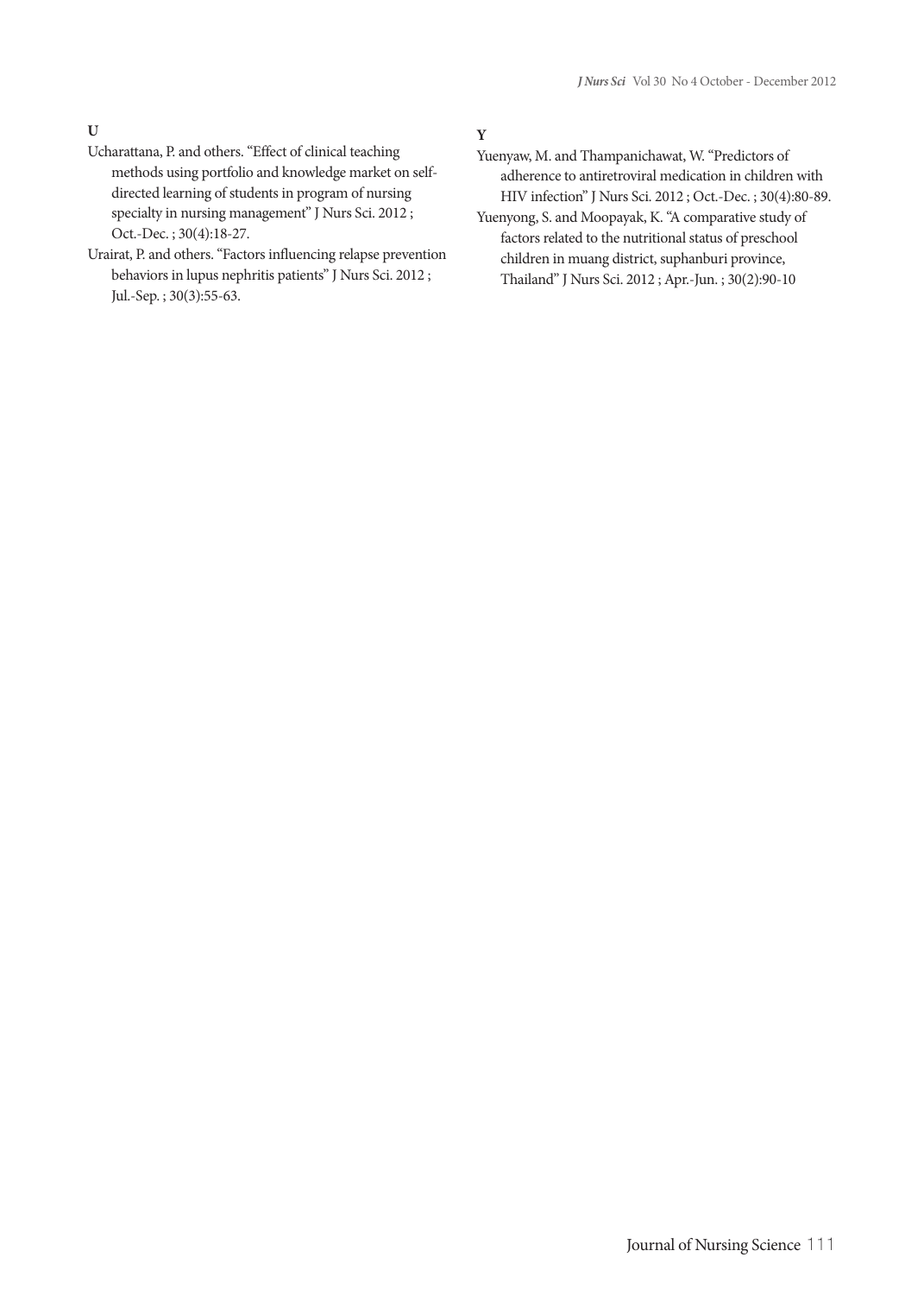**U**

Ucharattana, P. and others. “Effect of clinical teaching methods using portfolio and knowledge market on self-directed learning of students in program of nursing specialty in nursing management” J Nurs Sci. 2012 ; Oct.-Dec. ; 30(4):18-27.

Urairat, P. and others. “Factors influencing relapse prevention behaviors in lupus nephritis patients” J Nurs Sci. 2012 ; Jul.-Sep. ; 30(3):55-63.

**Y**

Yuenyaw, M. and Thampanichawat, W. “Predictors of adherence to antiretroviral medication in children with HIV infection” J Nurs Sci. 2012 ; Oct.-Dec. ; 30(4):80-89.

Yuenyong, S. and Moopayak, K. “A comparative study of factors related to the nutritional status of preschool children in muang district, suphanburi province, Thailand” J Nurs Sci. 2012 ; Apr.-Jun. ; 30(2):90-10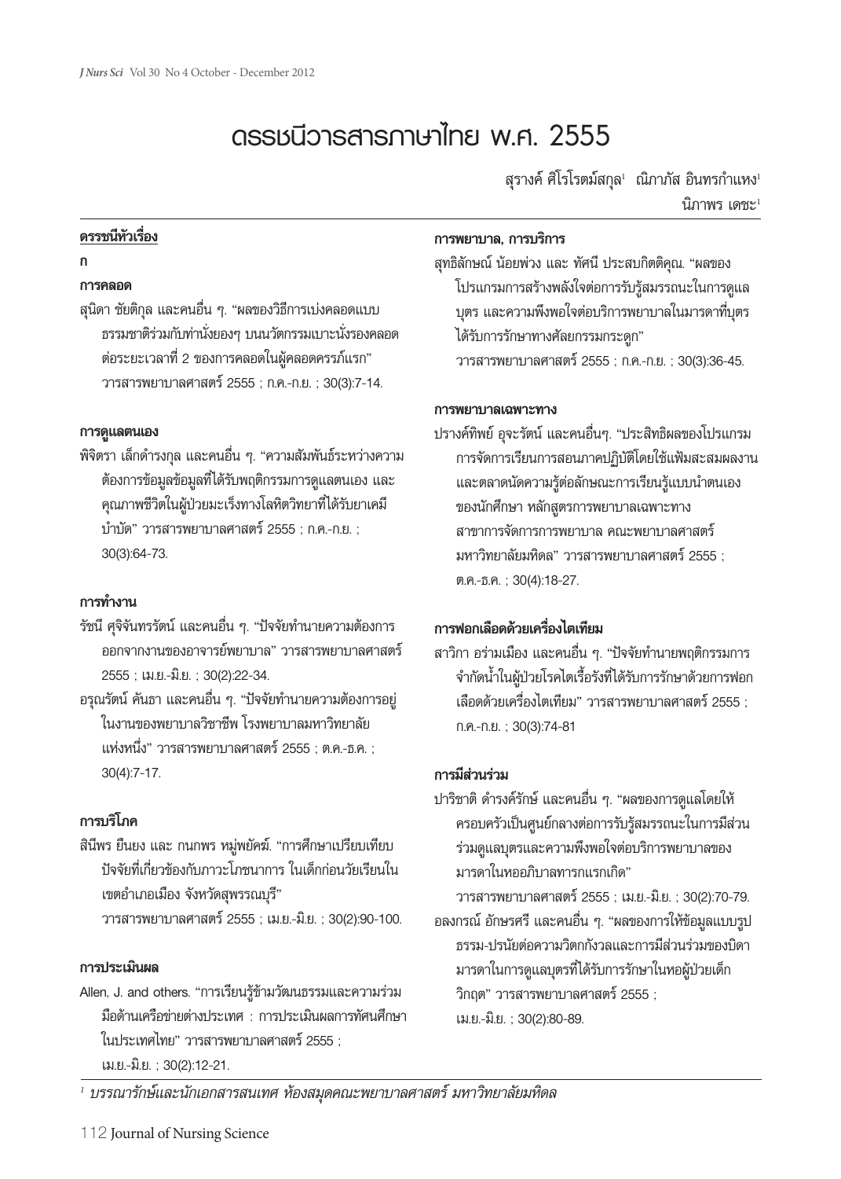# ดรรชนีวารสารภาษาไทย พ.ศ. 2555

สุรางค์ ศิโรโรตม์สกุล[1] ณิภาภัส อินทรกำแหง[1] นิภาพร เดชะ[1]

## ดรรชนีหัวเรื่อง

### ก

#### การคลอด

สุนิดา ชัยติกุล และคนอื่น ๆ. "ผลของวิธีการเบ่งคลอดแบบธรรมชาติร่วมกับท่านั่งยองๆ บนนวัตกรรมเบาะนั่งรองคลอดต่อระยะเวลาที่ 2 ของการคลอดในผู้คลอดครรภ์แรก" วารสารพยาบาลศาสตร์ 2555 ; ก.ค.-ก.ย. ; 30(3):7-14.

#### การดูแลตนเอง

พิจิตรา เล็กดำรงกุล และคนอื่น ๆ. "ความสัมพันธ์ระหว่างความต้องการข้อมูลข้อมูลที่ได้รับพฤติกรรมการดูแลตนเอง และคุณภาพชีวิตในผู้ป่วยมะเร็งทางโลหิตวิทยาที่ได้รับยาเคมีบำบัด" วารสารพยาบาลศาสตร์ 2555 ; ก.ค.-ก.ย. ; 30(3):64-73.

#### การทำงาน

รัชนี ศุจิจันทรรัตน์ และคนอื่น ๆ. "ปัจจัยทำนายความต้องการออกจากงานของอาจารย์พยาบาล" วารสารพยาบาลศาสตร์ 2555 ; เม.ย.-มิ.ย. ; 30(2):22-34.

อรุณรัตน์ คันธา และคนอื่น ๆ. "ปัจจัยทำนายความต้องการอยู่ในงานของพยาบาลวิชาชีพ โรงพยาบาลมหาวิทยาลัยแห่งหนึ่ง" วารสารพยาบาลศาสตร์ 2555 ; ต.ค.-ธ.ค. ; 30(4):7-17.

#### การบริโภค

สินีพร ยืนยง และ กนกพร หมู่พยัคฆ์. "การศึกษาเปรียบเทียบปัจจัยที่เกี่ยวข้องกับภาวะโภชนาการ ในเด็กก่อนวัยเรียนในเขตอำเภอเมือง จังหวัดสุพรรณบุรี" วารสารพยาบาลศาสตร์ 2555 ; เม.ย.-มิ.ย. ; 30(2):90-100.

#### การประเมินผล

Allen, J. and others. "การเรียนรู้ข้ามวัฒนธรรมและความร่วมมือด้านเครือข่ายต่างประเทศ : การประเมินผลการทัศนศึกษาในประเทศไทย" วารสารพยาบาลศาสตร์ 2555 ; เม.ย.-มิ.ย. ; 30(2):12-21.

#### การพยาบาล, การบริการ

สุทธิลักษณ์ น้อยพ่วง และ ทัศนี ประสบกิตติคุณ. "ผลของโปรแกรมการสร้างพลังใจต่อการรับรู้สมรรถนะในการดูแลบุตร และความพึงพอใจต่อบริการพยาบาลในมารดาที่บุตรได้รับการรักษาทางศัลยกรรมกระดูก" วารสารพยาบาลศาสตร์ 2555 ; ก.ค.-ก.ย. ; 30(3):36-45.

#### การพยาบาลเฉพาะทาง

ปรางค์ทิพย์ อุจะรัตน์ และคนอื่นๆ. "ประสิทธิผลของโปรแกรมการจัดการเรียนการสอนภาคปฏิบัติโดยใช้แฟ้มสะสมผลงานและตลาดนัดความรู้ต่อลักษณะการเรียนรู้แบบนำตนเองของนักศึกษา หลักสูตรการพยาบาลเฉพาะทาง สาขาการจัดการการพยาบาล คณะพยาบาลศาสตร์ มหาวิทยาลัยมหิดล" วารสารพยาบาลศาสตร์ 2555 ; ต.ค.-ธ.ค. ; 30(4):18-27.

#### การฟอกเลือดด้วยเครื่องไตเทียม

สาวิกา อร่ามเมือง และคนอื่น ๆ. "ปัจจัยทำนายพฤติกรรมการจำกัดน้ำในผู้ป่วยโรคไตเรื้อรังที่ได้รับการรักษาด้วยการฟอกเลือดด้วยเครื่องไตเทียม" วารสารพยาบาลศาสตร์ 2555 ; ก.ค.-ก.ย. ; 30(3):74-81

#### การมีส่วนร่วม

ปาริชาติ ดำรงค์รักษ์ และคนอื่น ๆ. "ผลของการดูแลโดยให้ครอบครัวเป็นศูนย์กลางต่อการรับรู้สมรรถนะในการมีส่วนร่วมดูแลบุตรและความพึงพอใจต่อบริการพยาบาลของมารดาในหออภิบาลทารกแรกเกิด" วารสารพยาบาลศาสตร์ 2555 ; เม.ย.-มิ.ย. ; 30(2):70-79.

อลงกรณ์ อักษรศรี และคนอื่น ๆ. "ผลของการให้ข้อมูลแบบรูปธรรม-ปรนัยต่อความวิตกกังวลและการมีส่วนร่วมของบิดามารดาในการดูแลบุตรที่ได้รับการรักษาในหอผู้ป่วยเด็กวิกฤต" วารสารพยาบาลศาสตร์ 2555 ; เม.ย.-มิ.ย. ; 30(2):80-89.

---

[1] *บรรณารักษ์และนักเอกสารสนเทศ ห้องสมุดคณะพยาบาลศาสตร์ มหาวิทยาลัยมหิดล*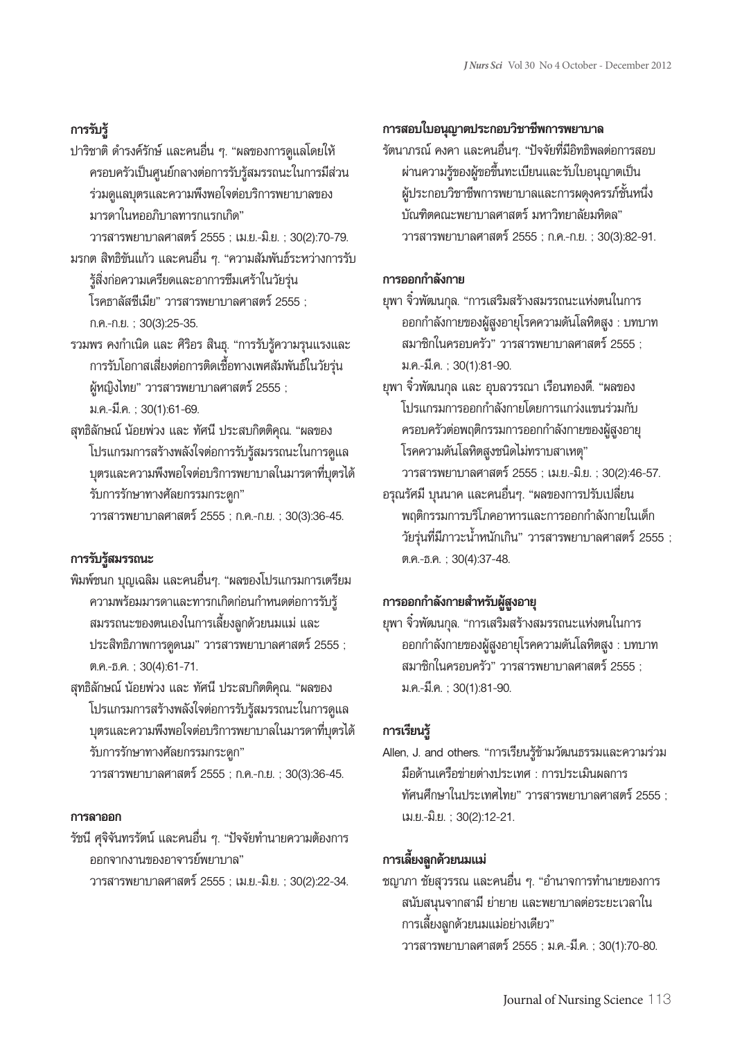### การรับรู้

ปาริชาติ ดำรงค์รักษ์ และคนอื่น ๆ. "ผลของการดูแลโดยให้ครอบครัวเป็นศูนย์กลางต่อการรับรู้สมรรถนะในการมีส่วนร่วมดูแลบุตรและความพึงพอใจต่อบริการพยาบาลของมารดาในหออภิบาลทารกแรกเกิด" วารสารพยาบาลศาสตร์ 2555 ; เม.ย.-มิ.ย. ; 30(2):70-79.

มรกต สิทธิชันแก้ว และคนอื่น ๆ. "ความสัมพันธ์ระหว่างการรับรู้สิ่งก่อความเครียดและอาการซึมเศร้าในวัยรุ่นโรคธาลัสซีเมีย" วารสารพยาบาลศาสตร์ 2555 ; ก.ค.-ก.ย. ; 30(3):25-35.

รวมพร คงกำเนิด และ ศิริอร สินธุ. "การรับรู้ความรุนแรงและการรับโอกาสเสี่ยงต่อการติดเชื้อทางเพศสัมพันธ์ในวัยรุ่นผู้หญิงไทย" วารสารพยาบาลศาสตร์ 2555 ; ม.ค.-มี.ค. ; 30(1):61-69.

สุทธิลักษณ์ น้อยพ่วง และ ทัศนี ประสบกิตติคุณ. "ผลของโปรแกรมการสร้างพลังใจต่อการรับรู้สมรรถนะในการดูแลบุตรและความพึงพอใจต่อบริการพยาบาลในมารดาที่บุตรได้รับการรักษาทางศัลยกรรมกระดูก" วารสารพยาบาลศาสตร์ 2555 ; ก.ค.-ก.ย. ; 30(3):36-45.

### การรับรู้สมรรถนะ

พิมพ์ชนก บุญเฉลิม และคนอื่นๆ. "ผลของโปรแกรมการเตรียมความพร้อมมารดาและทารกเกิดก่อนกำหนดต่อการรับรู้สมรรถนะของตนเองในการเลี้ยงลูกด้วยนมแม่ และประสิทธิภาพการดูดนม" วารสารพยาบาลศาสตร์ 2555 ; ต.ค.-ธ.ค. ; 30(4):61-71.

สุทธิลักษณ์ น้อยพ่วง และ ทัศนี ประสบกิตติคุณ. "ผลของโปรแกรมการสร้างพลังใจต่อการรับรู้สมรรถนะในการดูแลบุตรและความพึงพอใจต่อบริการพยาบาลในมารดาที่บุตรได้รับการรักษาทางศัลยกรรมกระดูก" วารสารพยาบาลศาสตร์ 2555 ; ก.ค.-ก.ย. ; 30(3):36-45.

### การลาออก

รัชนี ศุจิจันทรรัตน์ และคนอื่น ๆ. "ปัจจัยทำนายความต้องการออกจากงานของอาจารย์พยาบาล" วารสารพยาบาลศาสตร์ 2555 ; เม.ย.-มิ.ย. ; 30(2):22-34.

### การสอบใบอนุญาตประกอบวิชาชีพการพยาบาล

รัตนาภรณ์ คงคา และคนอื่นๆ. "ปัจจัยที่มีอิทธิพลต่อการสอบผ่านความรู้ของผู้ขอขึ้นทะเบียนและรับใบอนุญาตเป็นผู้ประกอบวิชาชีพการพยาบาลและการผดุงครรภ์ชั้นหนึ่ง บัณฑิตคณะพยาบาลศาสตร์ มหาวิทยาลัยมหิดล" วารสารพยาบาลศาสตร์ 2555 ; ก.ค.-ก.ย. ; 30(3):82-91.

### การออกกำลังกาย

ยุพา จิ๋วพัฒนกุล. "การเสริมสร้างสมรรถนะแห่งตนในการออกกำลังกายของผู้สูงอายุโรคความดันโลหิตสูง : บทบาทสมาชิกในครอบครัว" วารสารพยาบาลศาสตร์ 2555 ; ม.ค.-มี.ค. ; 30(1):81-90.

ยุพา จิ๋วพัฒนกุล และ อุบลวรรณา เรือนทองดี. "ผลของโปรแกรมการออกกำลังกายโดยการแกว่งแขนร่วมกับครอบครัวต่อพฤติกรรมการออกกำลังกายของผู้สูงอายุโรคความดันโลหิตสูงชนิดไม่ทราบสาเหตุ" วารสารพยาบาลศาสตร์ 2555 ; เม.ย.-มิ.ย. ; 30(2):46-57.

อรุณรัศมี บุนนาค และคนอื่นๆ. "ผลของการปรับเปลี่ยนพฤติกรรมการบริโภคอาหารและการออกกำลังกายในเด็กวัยรุ่นที่มีภาวะน้ำหนักเกิน" วารสารพยาบาลศาสตร์ 2555 ; ต.ค.-ธ.ค. ; 30(4):37-48.

### การออกกำลังกายสำหรับผู้สูงอายุ

ยุพา จิ๋วพัฒนกุล. "การเสริมสร้างสมรรถนะแห่งตนในการออกกำลังกายของผู้สูงอายุโรคความดันโลหิตสูง : บทบาทสมาชิกในครอบครัว" วารสารพยาบาลศาสตร์ 2555 ; ม.ค.-มี.ค. ; 30(1):81-90.

### การเรียนรู้

Allen, J. and others. "การเรียนรู้ข้ามวัฒนธรรมและความร่วมมือด้านเครือข่ายต่างประเทศ : การประเมินผลการทัศนศึกษาในประเทศไทย" วารสารพยาบาลศาสตร์ 2555 ; เม.ย.-มิ.ย. ; 30(2):12-21.

### การเลี้ยงลูกด้วยนมแม่

ชญาภา ชัยสุวรรณ และคนอื่น ๆ. "อำนาจการทำนายของการสนับสนุนจากสามี ย่ายาย และพยาบาลต่อระยะเวลาในการเลี้ยงลูกด้วยนมแม่อย่างเดียว" วารสารพยาบาลศาสตร์ 2555 ; ม.ค.-มี.ค. ; 30(1):70-80.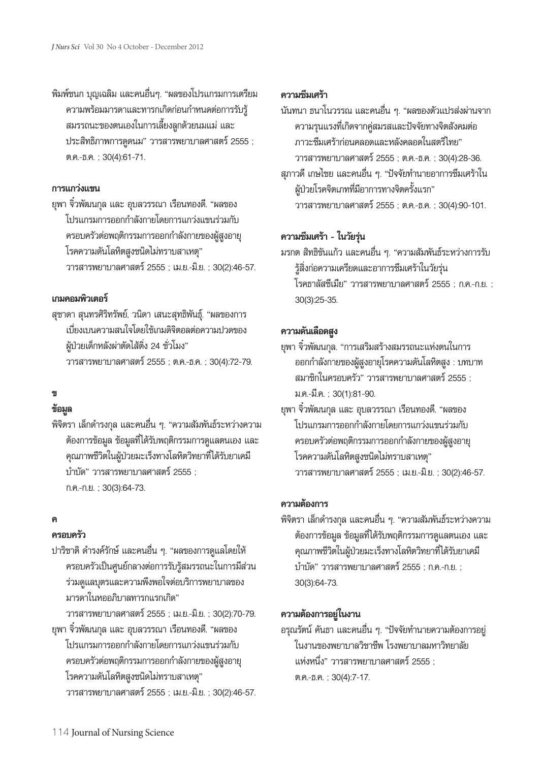พิมพ์ชนก บุญเฉลิม และคนอื่นๆ. "ผลของโปรแกรมการเตรียมความพร้อมมารดาและทารกเกิดก่อนกำหนดต่อการรับรู้สมรรถนะของตนเองในการเลี้ยงลูกด้วยนมแม่ และประสิทธิภาพการดูดนม" วารสารพยาบาลศาสตร์ 2555 ; ต.ค.-ธ.ค. ; 30(4):61-71.

### การแกว่งแขน

ยุพา จิ๋วพัฒนกุล และ อุบลวรรณา เรือนทองดี. "ผลของโปรแกรมการออกกำลังกายโดยการแกว่งแขนร่วมกับครอบครัวต่อพฤติกรรมการออกกำลังกายของผู้สูงอายุโรคความดันโลหิตสูงชนิดไม่ทราบสาเหตุ" วารสารพยาบาลศาสตร์ 2555 ; เม.ย.-มิ.ย. ; 30(2):46-57.

### เกมคอมพิวเตอร์

สุชาดา สุนทรศิริทรัพย์, วนิดา เสนะสุทธิพันธุ์. "ผลของการเบี่ยงเบนความสนใจโดยใช้เกมดิจิตอลต่อความปวดของผู้ป่วยเด็กหลังผ่าตัดไส้ติ่ง 24 ชั่วโมง" วารสารพยาบาลศาสตร์ 2555 ; ต.ค.-ธ.ค. ; 30(4):72-79.

## ข

### ข้อมูล

พิจิตรา เล็กดำรงกุล และคนอื่น ๆ. "ความสัมพันธ์ระหว่างความต้องการข้อมูล ข้อมูลที่ได้รับพฤติกรรมการดูแลตนเอง และคุณภาพชีวิตในผู้ป่วยมะเร็งทางโลหิตวิทยาที่ได้รับยาเคมีบำบัด" วารสารพยาบาลศาสตร์ 2555 ; ก.ค.-ก.ย. ; 30(3):64-73.

## ค

### ครอบครัว

ปาริชาติ ดำรงค์รักษ์ และคนอื่น ๆ. "ผลของการดูแลโดยให้ครอบครัวเป็นศูนย์กลางต่อการรับรู้สมรรถนะในการมีส่วนร่วมดูแลบุตรและความพึงพอใจต่อบริการพยาบาลของมารดาในหออภิบาลทารกแรกเกิด" วารสารพยาบาลศาสตร์ 2555 ; เม.ย.-มิ.ย. ; 30(2):70-79.

ยุพา จิ๋วพัฒนกุล และ อุบลวรรณา เรือนทองดี. "ผลของโปรแกรมการออกกำลังกายโดยการแกว่งแขนร่วมกับครอบครัวต่อพฤติกรรมการออกกำลังกายของผู้สูงอายุโรคความดันโลหิตสูงชนิดไม่ทราบสาเหตุ" วารสารพยาบาลศาสตร์ 2555 ; เม.ย.-มิ.ย. ; 30(2):46-57.

### ความซึมเศร้า

นันทนา ธนาโนวรรณ และคนอื่น ๆ. "ผลของตัวแปรส่งผ่านจากความรุนแรงที่เกิดจากคู่สมรสและปัจจัยทางจิตสังคมต่อภาวะซึมเศร้าก่อนคลอดและหลังคลอดในสตรีไทย" วารสารพยาบาลศาสตร์ 2555 ; ต.ค.-ธ.ค. ; 30(4):28-36.

สุภาวดี เกษไชย และคนอื่น ๆ. "ปัจจัยทำนายอาการซึมเศร้าในผู้ป่วยโรคจิตเภทที่มีอาการทางจิตครั้งแรก" วารสารพยาบาลศาสตร์ 2555 ; ต.ค.-ธ.ค. ; 30(4):90-101.

### ความซึมเศร้า - ในวัยรุ่น

มรกต สิทธิขันแก้ว และคนอื่น ๆ. "ความสัมพันธ์ระหว่างการรับรู้สิ่งก่อความเครียดและอาการซึมเศร้าในวัยรุ่นโรคธาลัสซีเมีย" วารสารพยาบาลศาสตร์ 2555 ; ก.ค.-ก.ย. ; 30(3):25-35.

### ความดันเลือดสูง

ยุพา จิ๋วพัฒนกุล. "การเสริมสร้างสมรรถนะแห่งตนในการออกกำลังกายของผู้สูงอายุโรคความดันโลหิตสูง : บทบาทสมาชิกในครอบครัว" วารสารพยาบาลศาสตร์ 2555 ; ม.ค.-มี.ค. ; 30(1):81-90.

ยุพา จิ๋วพัฒนกุล และ อุบลวรรณา เรือนทองดี. "ผลของโปรแกรมการออกกำลังกายโดยการแกว่งแขนร่วมกับครอบครัวต่อพฤติกรรมการออกกำลังกายของผู้สูงอายุโรคความดันโลหิตสูงชนิดไม่ทราบสาเหตุ" วารสารพยาบาลศาสตร์ 2555 ; เม.ย.-มิ.ย. ; 30(2):46-57.

### ความต้องการ

พิจิตรา เล็กดำรงกุล และคนอื่น ๆ. "ความสัมพันธ์ระหว่างความต้องการข้อมูล ข้อมูลที่ได้รับพฤติกรรมการดูแลตนเอง และคุณภาพชีวิตในผู้ป่วยมะเร็งทางโลหิตวิทยาที่ได้รับยาเคมีบำบัด" วารสารพยาบาลศาสตร์ 2555 ; ก.ค.-ก.ย. ; 30(3):64-73.

### ความต้องการอยู่ในงาน

อรุณรัตน์ คันธา และคนอื่น ๆ. "ปัจจัยทำนายความต้องการอยู่ในงานของพยาบาลวิชาชีพ โรงพยาบาลมหาวิทยาลัยแห่งหนึ่ง" วารสารพยาบาลศาสตร์ 2555 ; ต.ค.-ธ.ค. ; 30(4):7-17.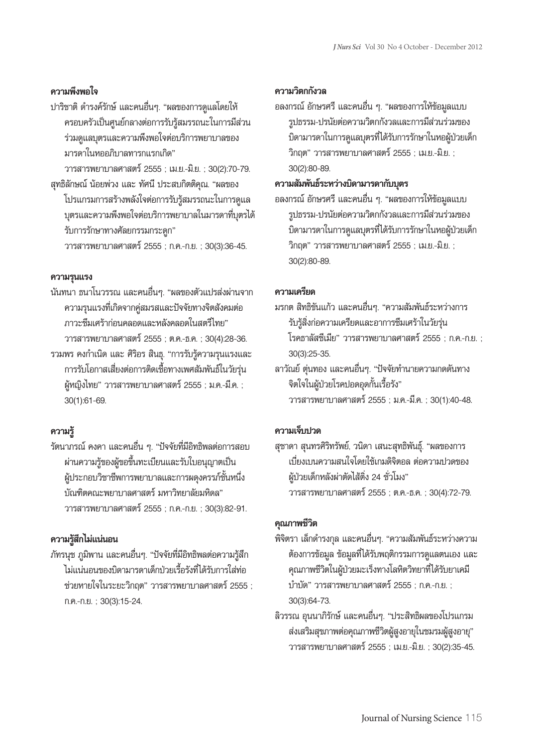### ความพึงพอใจ

ปาริชาติ ดำรงค์รักษ์ และคนอื่นๆ. "ผลของการดูแลโดยให้ครอบครัวเป็นศูนย์กลางต่อการรับรู้สมรรถนะในการมีส่วนร่วมดูแลบุตรและความพึงพอใจต่อบริการพยาบาลของมารดาในหออภิบาลทารกแรกเกิด" วารสารพยาบาลศาสตร์ 2555 ; เม.ย.-มิ.ย. ; 30(2):70-79.

สุทธิลักษณ์ น้อยพ่วง และ ทัศนี ประสบกิตติคุณ. "ผลของโปรแกรมการสร้างพลังใจต่อการรับรู้สมรรถนะในการดูแลบุตรและความพึงพอใจต่อบริการพยาบาลในมารดาที่บุตรได้รับการรักษาทางศัลยกรรมกระดูก" วารสารพยาบาลศาสตร์ 2555 ; ก.ค.-ก.ย. ; 30(3):36-45.

### ความรุนแรง

นันทนา ธนาโนวรรณ และคนอื่นๆ. "ผลของตัวแปรส่งผ่านจากความรุนแรงที่เกิดจากคู่สมรสและปัจจัยทางจิตสังคมต่อภาวะซึมเศร้าก่อนคลอดและหลังคลอดในสตรีไทย" วารสารพยาบาลศาสตร์ 2555 ; ต.ค.-ธ.ค. ; 30(4):28-36.

รวมพร คงกำเนิด และ ศิริอร สินธุ. "การรับรู้ความรุนแรงและการรับโอกาสเสี่ยงต่อการติดเชื้อทางเพศสัมพันธ์ในวัยรุ่นผู้หญิงไทย" วารสารพยาบาลศาสตร์ 2555 ; ม.ค.-มี.ค. ; 30(1):61-69.

### ความรู้

รัตนาภรณ์ คงคา และคนอื่น ๆ. "ปัจจัยที่มีอิทธิพลต่อการสอบผ่านความรู้ของผู้ขอขึ้นทะเบียนและรับใบอนุญาตเป็นผู้ประกอบวิชาชีพการพยาบาลและการผดุงครรภ์ชั้นหนึ่งบัณฑิตคณะพยาบาลศาสตร์ มหาวิทยาลัยมหิดล" วารสารพยาบาลศาสตร์ 2555 ; ก.ค.-ก.ย. ; 30(3):82-91.

### ความรู้สึกไม่แน่นอน

ภัทรนุช ภูมิพาน และคนอื่นๆ. "ปัจจัยที่มีอิทธิพลต่อความรู้สึกไม่แน่นอนของบิดามารดาเด็กป่วยเรื้อรังที่ได้รับการใส่ท่อช่วยหายใจในระยะวิกฤต" วารสารพยาบาลศาสตร์ 2555 ; ก.ค.-ก.ย. ; 30(3):15-24.

### ความวิตกกังวล

อลงกรณ์ อักษรศรี และคนอื่น ๆ. "ผลของการให้ข้อมูลแบบรูปธรรม-ปรนัยต่อความวิตกกังวลและการมีส่วนร่วมของบิดามารดาในการดูแลบุตรที่ได้รับการรักษาในหอผู้ป่วยเด็กวิกฤต" วารสารพยาบาลศาสตร์ 2555 ; เม.ย.-มิ.ย. ; 30(2):80-89.

### ความสัมพันธ์ระหว่างบิดามารดากับบุตร

อลงกรณ์ อักษรศรี และคนอื่น ๆ. "ผลของการให้ข้อมูลแบบรูปธรรม-ปรนัยต่อความวิตกกังวลและการมีส่วนร่วมของบิดามารดาในการดูแลบุตรที่ได้รับการรักษาในหอผู้ป่วยเด็กวิกฤต" วารสารพยาบาลศาสตร์ 2555 ; เม.ย.-มิ.ย. ; 30(2):80-89.

### ความเครียด

มรกต สิทธิขันแก้ว และคนอื่นๆ. "ความสัมพันธ์ระหว่างการรับรู้สิ่งก่อความเครียดและอาการซึมเศร้าในวัยรุ่นโรคธาลัสซีเมีย" วารสารพยาบาลศาสตร์ 2555 ; ก.ค.-ก.ย. ; 30(3):25-35.

ลาวัณย์ ตุ่นทอง และคนอื่นๆ. "ปัจจัยทำนายความกดดันทางจิตใจในผู้ป่วยโรคปอดอุดกั้นเรื้อรัง" วารสารพยาบาลศาสตร์ 2555 ; ม.ค.-มี.ค. ; 30(1):40-48.

### ความเจ็บปวด

สุชาดา สุนทรศิริทรัพย์, วนิดา เสนะสุทธิพันธุ์. "ผลของการเบี่ยงเบนความสนใจโดยใช้เกมดิจิตอล ต่อความปวดของผู้ป่วยเด็กหลังผ่าตัดไส้ติ่ง 24 ชั่วโมง" วารสารพยาบาลศาสตร์ 2555 ; ต.ค.-ธ.ค. ; 30(4):72-79.

### คุณภาพชีวิต

พิจิตรา เล็กดำรงกุล และคนอื่นๆ. "ความสัมพันธ์ระหว่างความต้องการข้อมูล ข้อมูลที่ได้รับพฤติกรรมการดูแลตนเอง และคุณภาพชีวิตในผู้ป่วยมะเร็งทางโลหิตวิทยาที่ได้รับยาเคมีบำบัด" วารสารพยาบาลศาสตร์ 2555 ; ก.ค.-ก.ย. ; 30(3):64-73.

ลิวรรณ อุนนาภิรักษ์ และคนอื่นๆ. "ประสิทธิผลของโปรแกรมส่งเสริมสุขภาพต่อคุณภาพชีวิตผู้สูงอายุในชมรมผู้สูงอายุ" วารสารพยาบาลศาสตร์ 2555 ; เม.ย.-มิ.ย. ; 30(2):35-45.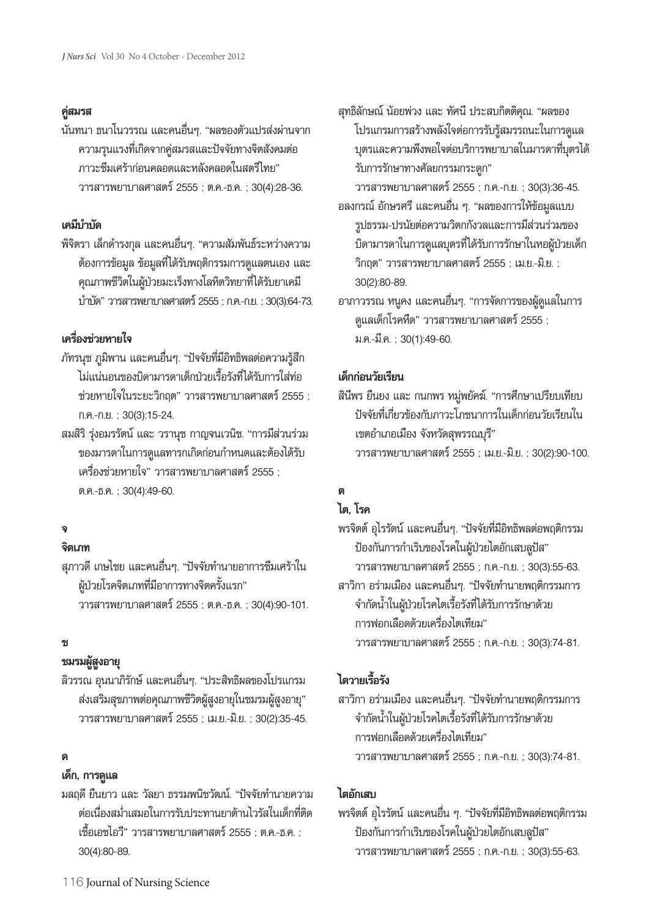**คู่สมรส**

นันทนา ธนาโนวรรณ และคนอื่นๆ. "ผลของตัวแปรส่งผ่านจากความรุนแรงที่เกิดจากคู่สมรสและปัจจัยทางจิตสังคมต่อภาวะซึมเศร้าก่อนคลอดและหลังคลอดในสตรีไทย" วารสารพยาบาลศาสตร์ 2555 ; ต.ค.-ธ.ค. ; 30(4):28-36.

**เคมีบำบัด**

พิจิตรา เล็กดำรงกุล และคนอื่นๆ. "ความสัมพันธ์ระหว่างความต้องการข้อมูล ข้อมูลที่ได้รับพฤติกรรมการดูแลตนเอง และคุณภาพชีวิตในผู้ป่วยมะเร็งทางโลหิตวิทยาที่ได้รับยาเคมีบำบัด" วารสารพยาบาลศาสตร์ 2555 ; ก.ค.-ก.ย. ; 30(3):64-73.

**เครื่องช่วยหายใจ**

ภัทรนุช ภูมิพาน และคนอื่นๆ. "ปัจจัยที่มีอิทธิพลต่อความรู้สึกไม่แน่นอนของบิดามารดาเด็กป่วยเรื้อรังที่ได้รับการใส่ท่อช่วยหายใจในระยะวิกฤต" วารสารพยาบาลศาสตร์ 2555 ; ก.ค.-ก.ย. ; 30(3):15-24.

สมสิริ รุ่งอมรรัตน์ และ วรานุช กาญจนเวนิช. "การมีส่วนร่วมของมารดาในการดูแลทารกเกิดก่อนกำหนดและต้องได้รับเครื่องช่วยหายใจ" วารสารพยาบาลศาสตร์ 2555 ; ต.ค.-ธ.ค. ; 30(4):49-60.

**จ**

**จิตเภท**

สุภาวดี เกษไชย และคนอื่นๆ. "ปัจจัยทำนายอาการซึมเศร้าในผู้ป่วยโรคจิตเภทที่มีอาการทางจิตครั้งแรก" วารสารพยาบาลศาสตร์ 2555 ; ต.ค.-ธ.ค. ; 30(4):90-101.

**ช**

**ชมรมผู้สูงอายุ**

ลิวรรณ อุนนาภิรักษ์ และคนอื่นๆ. "ประสิทธิผลของโปรแกรมส่งเสริมสุขภาพต่อคุณภาพชีวิตผู้สูงอายุในชมรมผู้สูงอายุ" วารสารพยาบาลศาสตร์ 2555 ; เม.ย.-มิ.ย. ; 30(2):35-45.

**ด**

**เด็ก, การดูแล**

มลฤดี ยืนยาว และ วัลยา ธรรมพนิชวัฒน์. "ปัจจัยทำนายความต่อเนื่องสม่ำเสมอในการรับประทานยาต้านไวรัสในเด็กที่ติดเชื้อเอชไอวี" วารสารพยาบาลศาสตร์ 2555 ; ต.ค.-ธ.ค. ; 30(4):80-89.

สุทธิลักษณ์ น้อยพ่วง และ ทัศนี ประสบกิตติคุณ. "ผลของโปรแกรมการสร้างพลังใจต่อการรับรู้สมรรถนะในการดูแลบุตรและความพึงพอใจต่อบริการพยาบาลในมารดาที่บุตรได้รับการรักษาทางศัลยกรรมกระดูก" วารสารพยาบาลศาสตร์ 2555 ; ก.ค.-ก.ย. ; 30(3):36-45.

อลงกรณ์ อักษรศรี และคนอื่น ๆ. "ผลของการให้ข้อมูลแบบรูปธรรม-ปรนัยต่อความวิตกกังวลและการมีส่วนร่วมของบิดามารดาในการดูแลบุตรที่ได้รับการรักษาในหอผู้ป่วยเด็กวิกฤต" วารสารพยาบาลศาสตร์ 2555 ; เม.ย.-มิ.ย. ; 30(2):80-89.

อาภาวรรณ หนูคง และคนอื่นๆ. "การจัดการของผู้ดูแลในการดูแลเด็กโรคหืด" วารสารพยาบาลศาสตร์ 2555 ; ม.ค.-มี.ค. ; 30(1):49-60.

**เด็กก่อนวัยเรียน**

ลินีพร ยืนยง และ กนกพร หมู่พยัคฆ์. "การศึกษาเปรียบเทียบปัจจัยที่เกี่ยวข้องกับภาวะโภชนาการในเด็กก่อนวัยเรียนในเขตอำเภอเมือง จังหวัดสุพรรณบุรี" วารสารพยาบาลศาสตร์ 2555 ; เม.ย.-มิ.ย. ; 30(2):90-100.

**ต**

**ไต, โรค**

พรจิตต์ อุไรรัตน์ และคนอื่นๆ. "ปัจจัยที่มีอิทธิพลต่อพฤติกรรมป้องกันการกำเริบของโรคในผู้ป่วยไตอักเสบลูปัส" วารสารพยาบาลศาสตร์ 2555 ; ก.ค.-ก.ย. ; 30(3):55-63.

สาวิกา อร่ามเมือง และคนอื่นๆ. "ปัจจัยทำนายพฤติกรรมการจำกัดน้ำในผู้ป่วยโรคไตเรื้อรังที่ได้รับการรักษาด้วยการฟอกเลือดด้วยเครื่องไตเทียม" วารสารพยาบาลศาสตร์ 2555 ; ก.ค.-ก.ย. ; 30(3):74-81.

**ไตวายเรื้อรัง**

สาวิกา อร่ามเมือง และคนอื่นๆ. "ปัจจัยทำนายพฤติกรรมการจำกัดน้ำในผู้ป่วยโรคไตเรื้อรังที่ได้รับการรักษาด้วยการฟอกเลือดด้วยเครื่องไตเทียม" วารสารพยาบาลศาสตร์ 2555 ; ก.ค.-ก.ย. ; 30(3):74-81.

**ไตอักเสบ**

พรจิตต์ อุไรรัตน์ และคนอื่น ๆ. "ปัจจัยที่มีอิทธิพลต่อพฤติกรรมป้องกันการกำเริบของโรคในผู้ป่วยไตอักเสบลูปัส" วารสารพยาบาลศาสตร์ 2555 ; ก.ค.-ก.ย. ; 30(3):55-63.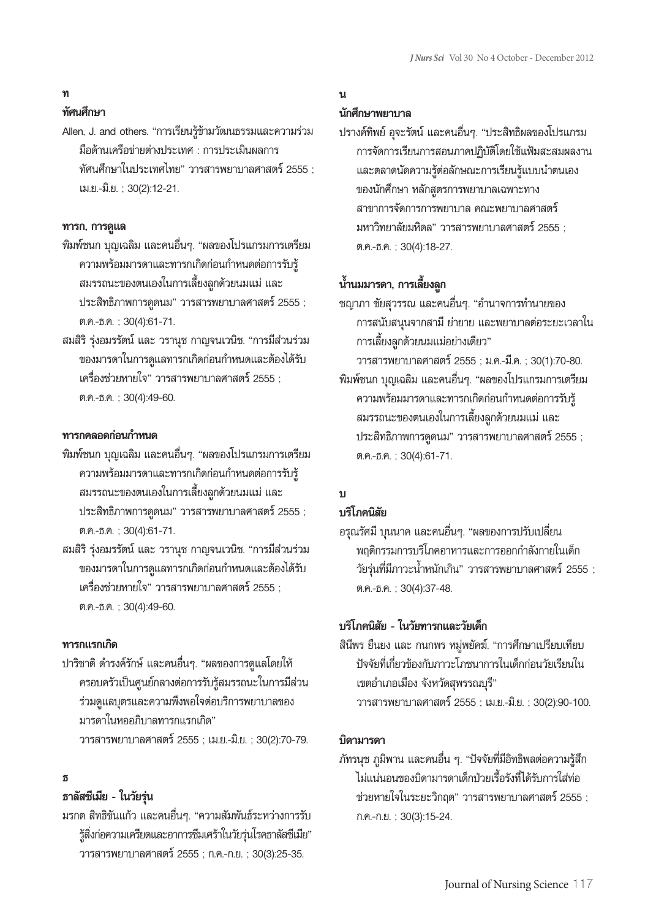## ท

### ทัศนศึกษา

Allen, J. and others. "การเรียนรู้ข้ามวัฒนธรรมและความร่วมมือด้านเครือข่ายต่างประเทศ : การประเมินผลการทัศนศึกษาในประเทศไทย" วารสารพยาบาลศาสตร์ 2555 ; เม.ย.-มิ.ย. ; 30(2):12-21.

### ทารก, การดูแล

พิมพ์ชนก บุญเฉลิม และคนอื่นๆ. "ผลของโปรแกรมการเตรียมความพร้อมมารดาและทารกเกิดก่อนกำหนดต่อการรับรู้สมรรถนะของตนเองในการเลี้ยงลูกด้วยนมแม่ และประสิทธิภาพการดูดนม" วารสารพยาบาลศาสตร์ 2555 ; ต.ค.-ธ.ค. ; 30(4):61-71.

สมสิริ รุ่งอมรรัตน์ และ วรานุช กาญจนเวนิช. "การมีส่วนร่วมของมารดาในการดูแลทารกเกิดก่อนกำหนดและต้องได้รับเครื่องช่วยหายใจ" วารสารพยาบาลศาสตร์ 2555 ; ต.ค.-ธ.ค. ; 30(4):49-60.

### ทารกคลอดก่อนกำหนด

พิมพ์ชนก บุญเฉลิม และคนอื่นๆ. "ผลของโปรแกรมการเตรียมความพร้อมมารดาและทารกเกิดก่อนกำหนดต่อการรับรู้สมรรถนะของตนเองในการเลี้ยงลูกด้วยนมแม่ และประสิทธิภาพการดูดนม" วารสารพยาบาลศาสตร์ 2555 ; ต.ค.-ธ.ค. ; 30(4):61-71.

สมสิริ รุ่งอมรรัตน์ และ วรานุช กาญจนเวนิช. "การมีส่วนร่วมของมารดาในการดูแลทารกเกิดก่อนกำหนดและต้องได้รับเครื่องช่วยหายใจ" วารสารพยาบาลศาสตร์ 2555 ; ต.ค.-ธ.ค. ; 30(4):49-60.

### ทารกแรกเกิด

ปาริชาติ ดำรงค์รักษ์ และคนอื่นๆ. "ผลของการดูแลโดยให้ครอบครัวเป็นศูนย์กลางต่อการรับรู้สมรรถนะในการมีส่วนร่วมดูแลบุตรและความพึงพอใจต่อบริการพยาบาลของมารดาในหออภิบาลทารกแรกเกิด" วารสารพยาบาลศาสตร์ 2555 ; เม.ย.-มิ.ย. ; 30(2):70-79.

## ธ

### ธาลัสซีเมีย - ในวัยรุ่น

มรกต ลิทธิขันแก้ว และคนอื่นๆ. "ความสัมพันธ์ระหว่างการรับรู้สิ่งก่อความเครียดและอาการซึมเศร้าในวัยรุ่นโรคธาลัสซีเมีย" วารสารพยาบาลศาสตร์ 2555 ; ก.ค.-ก.ย. ; 30(3):25-35.

## น

### นักศึกษาพยาบาล

ปรางค์ทิพย์ อุจะรัตน์ และคนอื่นๆ. "ประสิทธิผลของโปรแกรมการจัดการเรียนการสอนภาคปฏิบัติโดยใช้แฟ้มสะสมผลงานและตลาดนัดความรู้ต่อลักษณะการเรียนรู้แบบนำตนเองของนักศึกษา หลักสูตรการพยาบาลเฉพาะทางสาขาการจัดการการพยาบาล คณะพยาบาลศาสตร์ มหาวิทยาลัยมหิดล" วารสารพยาบาลศาสตร์ 2555 ; ต.ค.-ธ.ค. ; 30(4):18-27.

### น้ำนมมารดา, การเลี้ยงลูก

ชญาภา ชัยสุวรรณ และคนอื่นๆ. "อำนาจการทำนายของการสนับสนุนจากสามี ย่ายาย และพยาบาลต่อระยะเวลาในการเลี้ยงลูกด้วยนมแม่อย่างเดียว" วารสารพยาบาลศาสตร์ 2555 ; ม.ค.-มี.ค. ; 30(1):70-80.

พิมพ์ชนก บุญเฉลิม และคนอื่นๆ. "ผลของโปรแกรมการเตรียมความพร้อมมารดาและทารกเกิดก่อนกำหนดต่อการรับรู้สมรรถนะของตนเองในการเลี้ยงลูกด้วยนมแม่ และประสิทธิภาพการดูดนม" วารสารพยาบาลศาสตร์ 2555 ; ต.ค.-ธ.ค. ; 30(4):61-71.

## บ

### บริโภคนิสัย

อรุณรัศมี บุนนาค และคนอื่นๆ. "ผลของการปรับเปลี่ยนพฤติกรรมการบริโภคอาหารและการออกกำลังกายในเด็กวัยรุ่นที่มีภาวะน้ำหนักเกิน" วารสารพยาบาลศาสตร์ 2555 ; ต.ค.-ธ.ค. ; 30(4):37-48.

### บริโภคนิสัย - ในวัยทารกและวัยเด็ก

สินีพร ยืนยง และ กนกพร หมู่พยัคฆ์. "การศึกษาเปรียบเทียบปัจจัยที่เกี่ยวข้องกับภาวะโภชนาการในเด็กก่อนวัยเรียนในเขตอำเภอเมือง จังหวัดสุพรรณบุรี" วารสารพยาบาลศาสตร์ 2555 ; เม.ย.-มิ.ย. ; 30(2):90-100.

### บิดามารดา

ภัทรนุช ภูมิพาน และคนอื่น ๆ. "ปัจจัยที่มีอิทธิพลต่อความรู้สึกไม่แน่นอนของบิดามารดาเด็กป่วยเรื้อรังที่ได้รับการใส่ท่อช่วยหายใจในระยะวิกฤต" วารสารพยาบาลศาสตร์ 2555 ; ก.ค.-ก.ย. ; 30(3):15-24.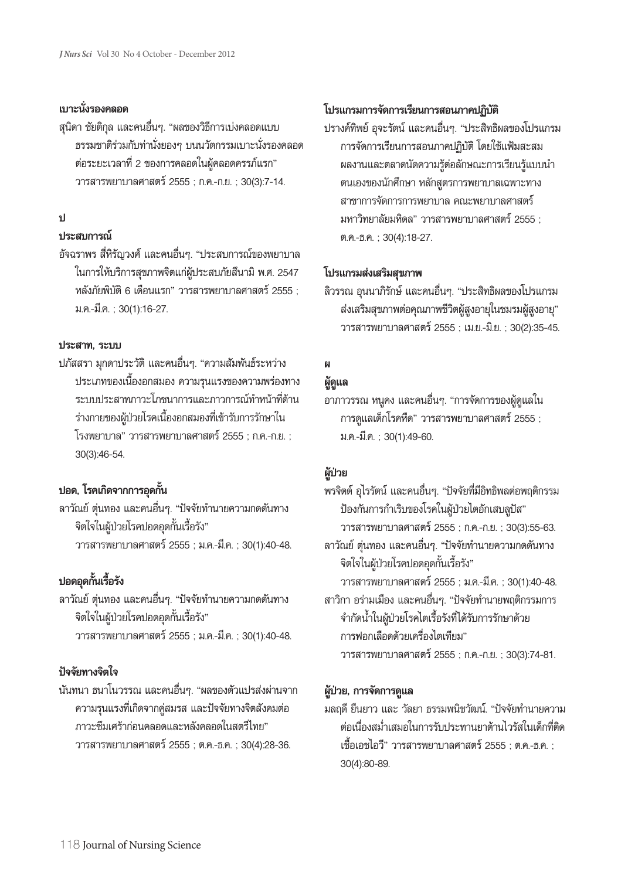### เบาะนั่งรองคลอด

สุนิดา ชัยติกุล และคนอื่นๆ. "ผลของวิธีการเบ่งคลอดแบบธรรมชาติร่วมกับท่านั่งยองๆ บนนวัตกรรมเบาะนั่งรองคลอดต่อระยะเวลาที่ 2 ของการคลอดในผู้คลอดครรภ์แรก" วารสารพยาบาลศาสตร์ 2555 ; ก.ค.-ก.ย. ; 30(3):7-14.

## ป

### ประสบการณ์

อัจฉราพร สี่หิรัญวงศ์ และคนอื่นๆ. "ประสบการณ์ของพยาบาลในการให้บริการสุขภาพจิตแก่ผู้ประสบภัยสึนามิ พ.ศ. 2547 หลังภัยพิบัติ 6 เดือนแรก" วารสารพยาบาลศาสตร์ 2555 ; ม.ค.-มี.ค. ; 30(1):16-27.

### ประสาท, ระบบ

ปภัสสรา มุกดาประวัติ และคนอื่นๆ. "ความสัมพันธ์ระหว่างประเภทของเนื้องอกสมอง ความรุนแรงของความพร่องทางระบบประสาทภาวะโภชนาการและภาวการณ์ทำหน้าที่ด้านร่างกายของผู้ป่วยโรคเนื้องอกสมองที่เข้ารับการรักษาในโรงพยาบาล" วารสารพยาบาลศาสตร์ 2555 ; ก.ค.-ก.ย. ; 30(3):46-54.

### ปอด, โรคเกิดจากการอุดกั้น

ลาวัณย์ ตุ่นทอง และคนอื่นๆ. "ปัจจัยทำนายความกดดันทางจิตใจในผู้ป่วยโรคปอดอุดกั้นเรื้อรัง" วารสารพยาบาลศาสตร์ 2555 ; ม.ค.-มี.ค. ; 30(1):40-48.

### ปอดอุดกั้นเรื้อรัง

ลาวัณย์ ตุ่นทอง และคนอื่นๆ. "ปัจจัยทำนายความกดดันทางจิตใจในผู้ป่วยโรคปอดอุดกั้นเรื้อรัง" วารสารพยาบาลศาสตร์ 2555 ; ม.ค.-มี.ค. ; 30(1):40-48.

### ปัจจัยทางจิตใจ

นันทนา ธนาโนวรรณ และคนอื่นๆ. "ผลของตัวแปรส่งผ่านจากความรุนแรงที่เกิดจากคู่สมรส และปัจจัยทางจิตสังคมต่อภาวะซึมเศร้าก่อนคลอดและหลังคลอดในสตรีไทย" วารสารพยาบาลศาสตร์ 2555 ; ต.ค.-ธ.ค. ; 30(4):28-36.

### โปรแกรมการจัดการเรียนการสอนภาคปฏิบัติ

ปรางค์ทิพย์ อุจะรัตน์ และคนอื่นๆ. "ประสิทธิผลของโปรแกรมการจัดการเรียนการสอนภาคปฏิบัติ โดยใช้แฟ้มสะสมผลงานและตลาดนัดความรู้ต่อลักษณะการเรียนรู้แบบนำตนเองของนักศึกษา หลักสูตรการพยาบาลเฉพาะทาง สาขาการจัดการการพยาบาล คณะพยาบาลศาสตร์ มหาวิทยาลัยมหิดล" วารสารพยาบาลศาสตร์ 2555 ; ต.ค.-ธ.ค. ; 30(4):18-27.

### โปรแกรมส่งเสริมสุขภาพ

ลิวรรณ อุนนาภิรักษ์ และคนอื่นๆ. "ประสิทธิผลของโปรแกรมส่งเสริมสุขภาพต่อคุณภาพชีวิตผู้สูงอายุในชมรมผู้สูงอายุ" วารสารพยาบาลศาสตร์ 2555 ; เม.ย.-มิ.ย. ; 30(2):35-45.

## ผ

### ผู้ดูแล

อาภาวรรณ หนูคง และคนอื่นๆ. "การจัดการของผู้ดูแลในการดูแลเด็กโรคหืด" วารสารพยาบาลศาสตร์ 2555 ; ม.ค.-มี.ค. ; 30(1):49-60.

### ผู้ป่วย

พรจิตต์ อุไรรัตน์ และคนอื่นๆ. "ปัจจัยที่มีอิทธิพลต่อพฤติกรรมป้องกันการกำเริบของโรคในผู้ป่วยไตอักเสบลูปัส" วารสารพยาบาลศาสตร์ 2555 ; ก.ค.-ก.ย. ; 30(3):55-63.

ลาวัณย์ ตุ่นทอง และคนอื่นๆ. "ปัจจัยทำนายความกดดันทางจิตใจในผู้ป่วยโรคปอดอุดกั้นเรื้อรัง" วารสารพยาบาลศาสตร์ 2555 ; ม.ค.-มี.ค. ; 30(1):40-48.

สาวิกา อร่ามเมือง และคนอื่นๆ. "ปัจจัยทำนายพฤติกรรมการจำกัดน้ำในผู้ป่วยโรคไตเรื้อรังที่ได้รับการรักษาด้วยการฟอกเลือดด้วยเครื่องไตเทียม" วารสารพยาบาลศาสตร์ 2555 ; ก.ค.-ก.ย. ; 30(3):74-81.

### ผู้ป่วย, การจัดการดูแล

มลฤดี ยืนยาว และ วัลยา ธรรมพนิชวัฒน์. "ปัจจัยทำนายความต่อเนื่องสม่ำเสมอในการรับประทานยาต้านไวรัสในเด็กที่ติดเชื้อเอชไอวี" วารสารพยาบาลศาสตร์ 2555 ; ต.ค.-ธ.ค. ; 30(4):80-89.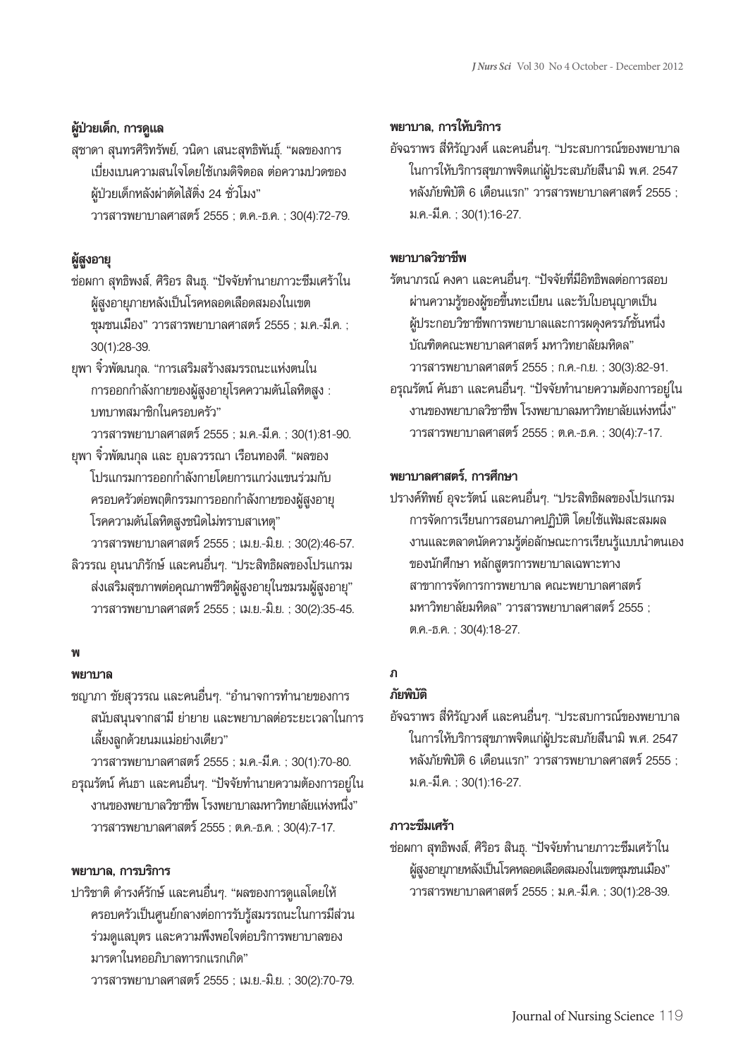### ผู้ป่วยเด็ก, การดูแล

สุชาดา สุนทรศิริทรัพย์, วนิดา เสนะสุทธิพันธุ์. "ผลของการเบี่ยงเบนความสนใจโดยใช้เกมดิจิตอล ต่อความปวดของผู้ป่วยเด็กหลังผ่าตัดไส้ติ่ง 24 ชั่วโมง" วารสารพยาบาลศาสตร์ 2555 ; ต.ค.-ธ.ค. ; 30(4):72-79.

### ผู้สูงอายุ

ช่อผกา สุทธิพงศ์, ศิริอร สินธุ. "ปัจจัยทำนายภาวะซึมเศร้าในผู้สูงอายุภายหลังเป็นโรคหลอดเลือดสมองในเขตชุมชนเมือง" วารสารพยาบาลศาสตร์ 2555 ; ม.ค.-มี.ค. ; 30(1):28-39.

ยุพา จิ๋วพัฒนกุล. "การเสริมสร้างสมรรถนะแห่งตนในการออกกำลังกายของผู้สูงอายุโรคความดันโลหิตสูง : บทบาทสมาชิกในครอบครัว" วารสารพยาบาลศาสตร์ 2555 ; ม.ค.-มี.ค. ; 30(1):81-90.

ยุพา จิ๋วพัฒนกุล และ อุบลวรรณา เรือนทองดี. "ผลของโปรแกรมการออกกำลังกายโดยการแกว่งแขนร่วมกับครอบครัวต่อพฤติกรรมการออกกำลังกายของผู้สูงอายุโรคความดันโลหิตสูงชนิดไม่ทราบสาเหตุ" วารสารพยาบาลศาสตร์ 2555 ; เม.ย.-มิ.ย. ; 30(2):46-57.

ลิวรรณ อุนนาภิรักษ์ และคนอื่นๆ. "ประสิทธิผลของโปรแกรมส่งเสริมสุขภาพต่อคุณภาพชีวิตผู้สูงอายุในชมรมผู้สูงอายุ" วารสารพยาบาลศาสตร์ 2555 ; เม.ย.-มิ.ย. ; 30(2):35-45.

## พ

### พยาบาล

ชญาภา ชัยสุวรรณ และคนอื่นๆ. "อำนาจการทำนายของการสนับสนุนจากสามี ย่ายาย และพยาบาลต่อระยะเวลาในการเลี้ยงลูกด้วยนมแม่อย่างเดียว" วารสารพยาบาลศาสตร์ 2555 ; ม.ค.-มี.ค. ; 30(1):70-80.

อรุณรัตน์ คันธา และคนอื่นๆ. "ปัจจัยทำนายความต้องการอยู่ในงานของพยาบาลวิชาชีพ โรงพยาบาลมหาวิทยาลัยแห่งหนึ่ง" วารสารพยาบาลศาสตร์ 2555 ; ต.ค.-ธ.ค. ; 30(4):7-17.

### พยาบาล, การบริการ

ปาริชาติ ดำรงค์รักษ์ และคนอื่นๆ. "ผลของการดูแลโดยให้ครอบครัวเป็นศูนย์กลางต่อการรับรู้สมรรถนะในการมีส่วนร่วมดูแลบุตร และความพึงพอใจต่อบริการพยาบาลของมารดาในหออภิบาลทารกแรกเกิด" วารสารพยาบาลศาสตร์ 2555 ; เม.ย.-มิ.ย. ; 30(2):70-79.

### พยาบาล, การให้บริการ

อัจฉราพร สี่หิรัญวงศ์ และคนอื่นๆ. "ประสบการณ์ของพยาบาลในการให้บริการสุขภาพจิตแก่ผู้ประสบภัยสึนามิ พ.ศ. 2547 หลังภัยพิบัติ 6 เดือนแรก" วารสารพยาบาลศาสตร์ 2555 ; ม.ค.-มี.ค. ; 30(1):16-27.

### พยาบาลวิชาชีพ

รัตนาภรณ์ คงคา และคนอื่นๆ. "ปัจจัยที่มีอิทธิพลต่อการสอบผ่านความรู้ของผู้ขอขึ้นทะเบียน และรับใบอนุญาตเป็นผู้ประกอบวิชาชีพการพยาบาลและการผดุงครรภ์ชั้นหนึ่ง บัณฑิตคณะพยาบาลศาสตร์ มหาวิทยาลัยมหิดล" วารสารพยาบาลศาสตร์ 2555 ; ก.ค.-ก.ย. ; 30(3):82-91.

อรุณรัตน์ คันธา และคนอื่นๆ. "ปัจจัยทำนายความต้องการอยู่ในงานของพยาบาลวิชาชีพ โรงพยาบาลมหาวิทยาลัยแห่งหนึ่ง" วารสารพยาบาลศาสตร์ 2555 ; ต.ค.-ธ.ค. ; 30(4):7-17.

### พยาบาลศาสตร์, การศึกษา

ปรางค์ทิพย์ อุจะรัตน์ และคนอื่นๆ. "ประสิทธิผลของโปรแกรมการจัดการเรียนการสอนภาคปฏิบัติ โดยใช้แฟ้มสะสมผลงานและตลาดนัดความรู้ต่อลักษณะการเรียนรู้แบบนำตนเองของนักศึกษา หลักสูตรการพยาบาลเฉพาะทางสาขาการจัดการการพยาบาล คณะพยาบาลศาสตร์ มหาวิทยาลัยมหิดล" วารสารพยาบาลศาสตร์ 2555 ; ต.ค.-ธ.ค. ; 30(4):18-27.

## ภ

### ภัยพิบัติ

อัจฉราพร สี่หิรัญวงศ์ และคนอื่นๆ. "ประสบการณ์ของพยาบาลในการให้บริการสุขภาพจิตแก่ผู้ประสบภัยสึนามิ พ.ศ. 2547 หลังภัยพิบัติ 6 เดือนแรก" วารสารพยาบาลศาสตร์ 2555 ; ม.ค.-มี.ค. ; 30(1):16-27.

### ภาวะซึมเศร้า

ช่อผกา สุทธิพงศ์, ศิริอร สินธุ. "ปัจจัยทำนายภาวะซึมเศร้าในผู้สูงอายุภายหลังเป็นโรคหลอดเลือดสมองในเขตชุมชนเมือง" วารสารพยาบาลศาสตร์ 2555 ; ม.ค.-มี.ค. ; 30(1):28-39.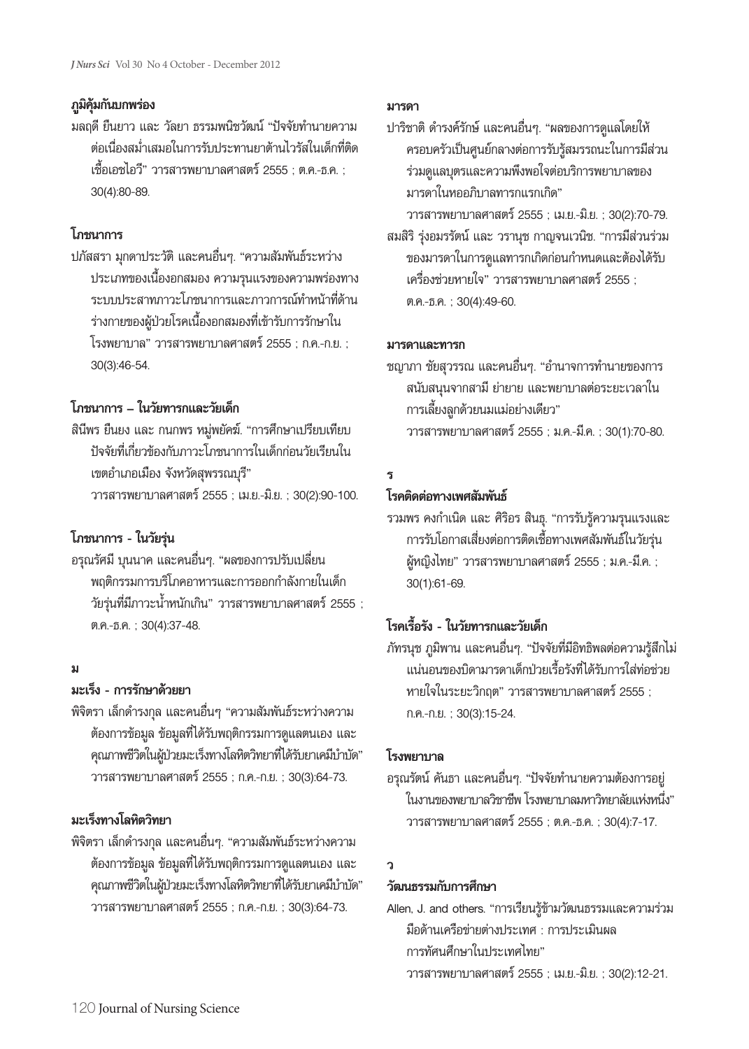### ภูมิคุ้มกันบกพร่อง

มลฤดี ยืนยาว และ วัลยา ธรรมพนิชวัฒน์ "ปัจจัยทำนายความต่อเนื่องสม่ำเสมอในการรับประทานยาต้านไวรัสในเด็กที่ติดเชื้อเอชไอวี" วารสารพยาบาลศาสตร์ 2555 ; ต.ค.-ธ.ค. ; 30(4):80-89.

### โภชนาการ

ปภัสสรา มุกดาประวัติ และคนอื่นๆ. "ความสัมพันธ์ระหว่างประเภทของเนื้องอกสมอง ความรุนแรงของความพร่องทางระบบประสาทภาวะโภชนาการและภาวการณ์ทำหน้าที่ด้านร่างกายของผู้ป่วยโรคเนื้องอกสมองที่เข้ารับการรักษาในโรงพยาบาล" วารสารพยาบาลศาสตร์ 2555 ; ก.ค.-ก.ย. ; 30(3):46-54.

### โภชนาการ – ในวัยทารกและวัยเด็ก

สินีพร ยืนยง และ กนกพร หมู่พยัคฆ์. "การศึกษาเปรียบเทียบปัจจัยที่เกี่ยวข้องกับภาวะโภชนาการในเด็กก่อนวัยเรียนในเขตอำเภอเมือง จังหวัดสุพรรณบุรี" วารสารพยาบาลศาสตร์ 2555 ; เม.ย.-มิ.ย. ; 30(2):90-100.

### โภชนาการ - ในวัยรุ่น

อรุณรัศมี บุนนาค และคนอื่นๆ. "ผลของการปรับเปลี่ยนพฤติกรรมการบริโภคอาหารและการออกกำลังกายในเด็กวัยรุ่นที่มีภาวะน้ำหนักเกิน" วารสารพยาบาลศาสตร์ 2555 ; ต.ค.-ธ.ค. ; 30(4):37-48.

## ม

### มะเร็ง - การรักษาด้วยยา

พิจิตรา เล็กดำรงกุล และคนอื่นๆ "ความสัมพันธ์ระหว่างความต้องการข้อมูล ข้อมูลที่ได้รับพฤติกรรมการดูแลตนเอง และคุณภาพชีวิตในผู้ป่วยมะเร็งทางโลหิตวิทยาที่ได้รับยาเคมีบำบัด" วารสารพยาบาลศาสตร์ 2555 ; ก.ค.-ก.ย. ; 30(3):64-73.

### มะเร็งทางโลหิตวิทยา

พิจิตรา เล็กดำรงกุล และคนอื่นๆ. "ความสัมพันธ์ระหว่างความต้องการข้อมูล ข้อมูลที่ได้รับพฤติกรรมการดูแลตนเอง และคุณภาพชีวิตในผู้ป่วยมะเร็งทางโลหิตวิทยาที่ได้รับยาเคมีบำบัด" วารสารพยาบาลศาสตร์ 2555 ; ก.ค.-ก.ย. ; 30(3):64-73.

### มารดา

ปาริชาติ ดำรงค์รักษ์ และคนอื่นๆ. "ผลของการดูแลโดยให้ครอบครัวเป็นศูนย์กลางต่อการรับรู้สมรรถนะในการมีส่วนร่วมดูแลบุตรและความพึงพอใจต่อบริการพยาบาลของมารดาในหออภิบาลทารกแรกเกิด" วารสารพยาบาลศาสตร์ 2555 ; เม.ย.-มิ.ย. ; 30(2):70-79.

สมสิริ รุ่งอมรรัตน์ และ วรานุช กาญจนเวนิช. "การมีส่วนร่วมของมารดาในการดูแลทารกเกิดก่อนกำหนดและต้องได้รับเครื่องช่วยหายใจ" วารสารพยาบาลศาสตร์ 2555 ; ต.ค.-ธ.ค. ; 30(4):49-60.

### มารดาและทารก

ชญาภา ชัยสุวรรณ และคนอื่นๆ. "อำนาจการทำนายของการสนับสนุนจากสามี ย่ายาย และพยาบาลต่อระยะเวลาในการเลี้ยงลูกด้วยนมแม่อย่างเดียว" วารสารพยาบาลศาสตร์ 2555 ; ม.ค.-มี.ค. ; 30(1):70-80.

## ร

### โรคติดต่อทางเพศสัมพันธ์

รวมพร คงกำเนิด และ ศิริอร สินธุ. "การรับรู้ความรุนแรงและการรับโอกาสเสี่ยงต่อการติดเชื้อทางเพศสัมพันธ์ในวัยรุ่นผู้หญิงไทย" วารสารพยาบาลศาสตร์ 2555 ; ม.ค.-มี.ค. ; 30(1):61-69.

### โรคเรื้อรัง - ในวัยทารกและวัยเด็ก

ภัทรนุช ภูมิพาน และคนอื่นๆ. "ปัจจัยที่มีอิทธิพลต่อความรู้สึกไม่แน่นอนของบิดามารดาเด็กป่วยเรื้อรังที่ได้รับการใส่ท่อช่วยหายใจในระยะวิกฤต" วารสารพยาบาลศาสตร์ 2555 ; ก.ค.-ก.ย. ; 30(3):15-24.

### โรงพยาบาล

อรุณรัตน์ คันธา และคนอื่นๆ. "ปัจจัยทำนายความต้องการอยู่ในงานของพยาบาลวิชาชีพ โรงพยาบาลมหาวิทยาลัยแห่งหนึ่ง" วารสารพยาบาลศาสตร์ 2555 ; ต.ค.-ธ.ค. ; 30(4):7-17.

## ว

### วัฒนธรรมกับการศึกษา

Allen, J. and others. "การเรียนรู้ข้ามวัฒนธรรมและความร่วมมือด้านเครือข่ายต่างประเทศ : การประเมินผลการทัศนศึกษาในประเทศไทย" วารสารพยาบาลศาสตร์ 2555 ; เม.ย.-มิ.ย. ; 30(2):12-21.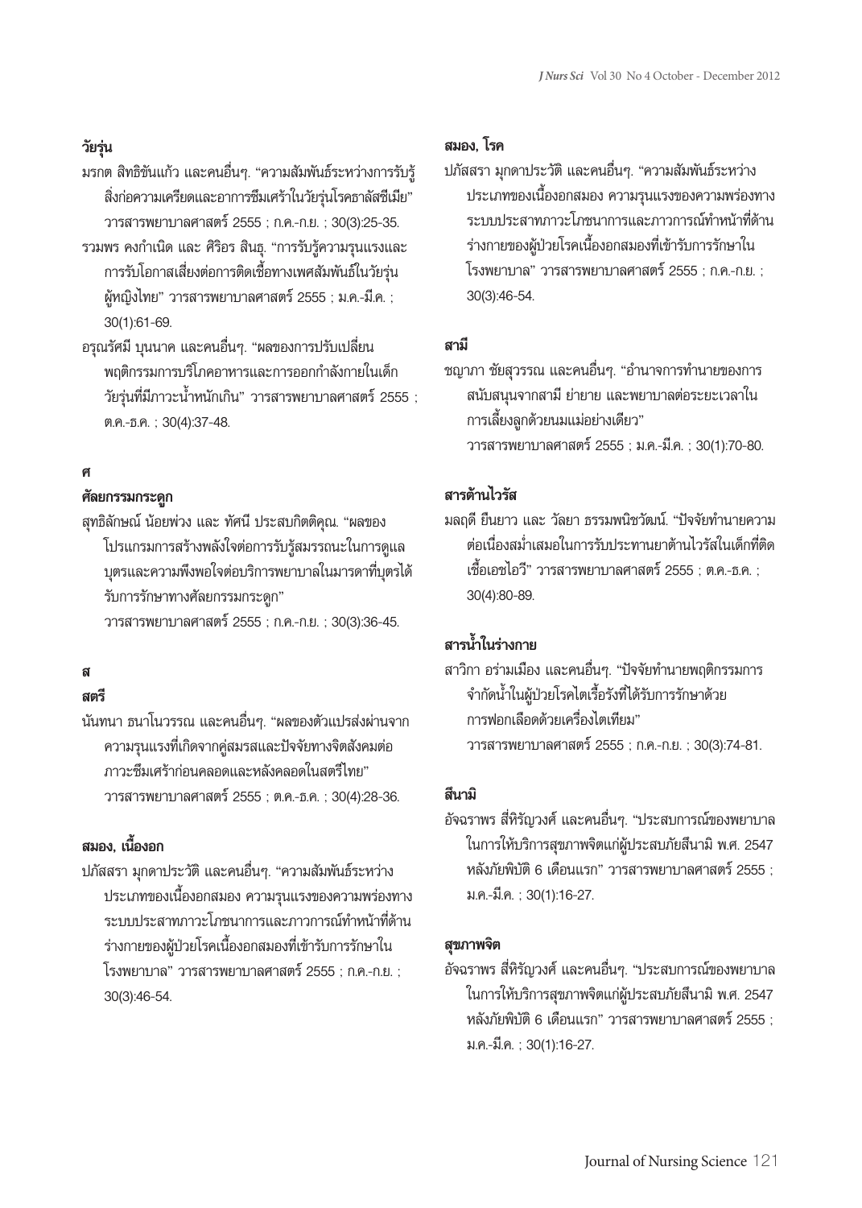### วัยรุ่น

มรกต สิทธิขันแก้ว และคนอื่นๆ. "ความสัมพันธ์ระหว่างการรับรู้สิ่งก่อความเครียดและอาการซึมเศร้าในวัยรุ่นโรคธาลัสซีเมีย" วารสารพยาบาลศาสตร์ 2555 ; ก.ค.-ก.ย. ; 30(3):25-35.

รวมพร คงกำเนิด และ ศิริอร สินธุ. "การรับรู้ความรุนแรงและการรับโอกาสเสี่ยงต่อการติดเชื้อทางเพศสัมพันธ์ในวัยรุ่นผู้หญิงไทย" วารสารพยาบาลศาสตร์ 2555 ; ม.ค.-มี.ค. ; 30(1):61-69.

อรุณรัศมี บุนนาค และคนอื่นๆ. "ผลของการปรับเปลี่ยนพฤติกรรมการบริโภคอาหารและการออกกำลังกายในเด็กวัยรุ่นที่มีภาวะน้ำหนักเกิน" วารสารพยาบาลศาสตร์ 2555 ; ต.ค.-ธ.ค. ; 30(4):37-48.

## ศ

### ศัลยกรรมกระดูก

สุทธิลักษณ์ น้อยพ่วง และ ทัศนี ประสบกิตติคุณ. "ผลของโปรแกรมการสร้างพลังใจต่อการรับรู้สมรรถนะในการดูแลบุตรและความพึงพอใจต่อบริการพยาบาลในมารดาที่บุตรได้รับการรักษาทางศัลยกรรมกระดูก" วารสารพยาบาลศาสตร์ 2555 ; ก.ค.-ก.ย. ; 30(3):36-45.

## ส

### สตรี

นันทนา ธนาโนวรรณ และคนอื่นๆ. "ผลของตัวแปรส่งผ่านจากความรุนแรงที่เกิดจากคู่สมรสและปัจจัยทางจิตสังคมต่อภาวะซึมเศร้าก่อนคลอดและหลังคลอดในสตรีไทย" วารสารพยาบาลศาสตร์ 2555 ; ต.ค.-ธ.ค. ; 30(4):28-36.

### สมอง, เนื้องอก

ปภัสสรา มุกดาประวัติ และคนอื่นๆ. "ความสัมพันธ์ระหว่างประเภทของเนื้องอกสมอง ความรุนแรงของความพร่องทางระบบประสาทภาวะโภชนาการและภาวการณ์ทำหน้าที่ด้านร่างกายของผู้ป่วยโรคเนื้องอกสมองที่เข้ารับการรักษาในโรงพยาบาล" วารสารพยาบาลศาสตร์ 2555 ; ก.ค.-ก.ย. ; 30(3):46-54.

### สมอง, โรค

ปภัสสรา มุกดาประวัติ และคนอื่นๆ. "ความสัมพันธ์ระหว่างประเภทของเนื้องอกสมอง ความรุนแรงของความพร่องทางระบบประสาทภาวะโภชนาการและภาวการณ์ทำหน้าที่ด้านร่างกายของผู้ป่วยโรคเนื้องอกสมองที่เข้ารับการรักษาในโรงพยาบาล" วารสารพยาบาลศาสตร์ 2555 ; ก.ค.-ก.ย. ; 30(3):46-54.

### สามี

ชญาภา ชัยสุวรรณ และคนอื่นๆ. "อำนาจการทำนายของการสนับสนุนจากสามี ย่ายาย และพยาบาลต่อระยะเวลาในการเลี้ยงลูกด้วยนมแม่อย่างเดียว" วารสารพยาบาลศาสตร์ 2555 ; ม.ค.-มี.ค. ; 30(1):70-80.

### สารต้านไวรัส

มลฤดี ยืนยาว และ วัลยา ธรรมพนิชวัฒน์. "ปัจจัยทำนายความต่อเนื่องสม่ำเสมอในการรับประทานยาต้านไวรัสในเด็กที่ติดเชื้อเอชไอวี" วารสารพยาบาลศาสตร์ 2555 ; ต.ค.-ธ.ค. ; 30(4):80-89.

### สารน้ำในร่างกาย

สาวิกา อร่ามเมือง และคนอื่นๆ. "ปัจจัยทำนายพฤติกรรมการจำกัดน้ำในผู้ป่วยโรคไตเรื้อรังที่ได้รับการรักษาด้วยการฟอกเลือดด้วยเครื่องไตเทียม" วารสารพยาบาลศาสตร์ 2555 ; ก.ค.-ก.ย. ; 30(3):74-81.

### สึนามิ

อัจฉราพร สี่หิรัญวงศ์ และคนอื่นๆ. "ประสบการณ์ของพยาบาลในการให้บริการสุขภาพจิตแก่ผู้ประสบภัยสึนามิ พ.ศ. 2547 หลังภัยพิบัติ 6 เดือนแรก" วารสารพยาบาลศาสตร์ 2555 ; ม.ค.-มี.ค. ; 30(1):16-27.

### สุขภาพจิต

อัจฉราพร สี่หิรัญวงศ์ และคนอื่นๆ. "ประสบการณ์ของพยาบาลในการให้บริการสุขภาพจิตแก่ผู้ประสบภัยสึนามิ พ.ศ. 2547 หลังภัยพิบัติ 6 เดือนแรก" วารสารพยาบาลศาสตร์ 2555 ; ม.ค.-มี.ค. ; 30(1):16-27.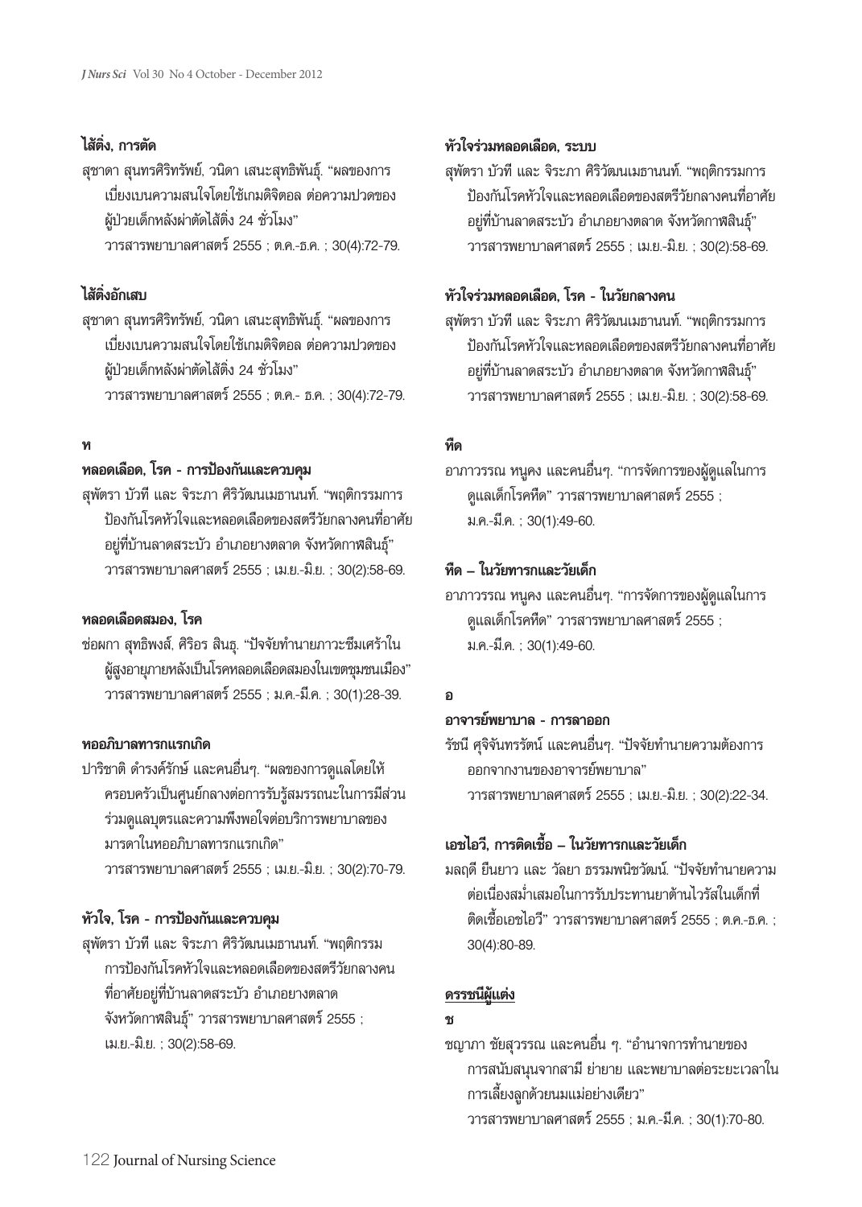**ไส้ติ่ง, การตัด**

สุชาดา สุนทรศิริทรัพย์, วนิดา เสนะสุทธิพันธุ์. "ผลของการเบี่ยงเบนความสนใจโดยใช้เกมดิจิตอล ต่อความปวดของผู้ป่วยเด็กหลังผ่าตัดไส้ติ่ง 24 ชั่วโมง" วารสารพยาบาลศาสตร์ 2555 ; ต.ค.-ธ.ค. ; 30(4):72-79.

**ไส้ติ่งอักเสบ**

สุชาดา สุนทรศิริทรัพย์, วนิดา เสนะสุทธิพันธุ์. "ผลของการเบี่ยงเบนความสนใจโดยใช้เกมดิจิตอล ต่อความปวดของผู้ป่วยเด็กหลังผ่าตัดไส้ติ่ง 24 ชั่วโมง" วารสารพยาบาลศาสตร์ 2555 ; ต.ค.- ธ.ค. ; 30(4):72-79.

**ห**

**หลอดเลือด, โรค - การป้องกันและควบคุม**

สุพัตรา บัวที และ จิระภา ศิริวัฒนเมธานนท์. "พฤติกรรมการป้องกันโรคหัวใจและหลอดเลือดของสตรีวัยกลางคนที่อาศัยอยู่ที่บ้านลาดสระบัว อำเภอยางตลาด จังหวัดกาฬสินธุ์" วารสารพยาบาลศาสตร์ 2555 ; เม.ย.-มิ.ย. ; 30(2):58-69.

**หลอดเลือดสมอง, โรค**

ช่อผกา สุทธิพงส์, ศิริอร สินธุ. "ปัจจัยทำนายภาวะซึมเศร้าในผู้สูงอายุภายหลังเป็นโรคหลอดเลือดสมองในเขตชุมชนเมือง" วารสารพยาบาลศาสตร์ 2555 ; ม.ค.-มี.ค. ; 30(1):28-39.

**หออภิบาลทารกแรกเกิด**

ปาริชาติ ดำรงค์รักษ์ และคนอื่นๆ. "ผลของการดูแลโดยให้ครอบครัวเป็นศูนย์กลางต่อการรับรู้สมรรถนะในการมีส่วนร่วมดูแลบุตรและความพึงพอใจต่อบริการพยาบาลของมารดาในหออภิบาลทารกแรกเกิด" วารสารพยาบาลศาสตร์ 2555 ; เม.ย.-มิ.ย. ; 30(2):70-79.

**หัวใจ, โรค - การป้องกันและควบคุม**

สุพัตรา บัวที และ จิระภา ศิริวัฒนเมธานนท์. "พฤติกรรมการป้องกันโรคหัวใจและหลอดเลือดของสตรีวัยกลางคนที่อาศัยอยู่ที่บ้านลาดสระบัว อำเภอยางตลาด จังหวัดกาฬสินธุ์" วารสารพยาบาลศาสตร์ 2555 ; เม.ย.-มิ.ย. ; 30(2):58-69.

**หัวใจร่วมหลอดเลือด, ระบบ**

สุพัตรา บัวที และ จิระภา ศิริวัฒนเมธานนท์. "พฤติกรรมการป้องกันโรคหัวใจและหลอดเลือดของสตรีวัยกลางคนที่อาศัยอยู่ที่บ้านลาดสระบัว อำเภอยางตลาด จังหวัดกาฬสินธุ์" วารสารพยาบาลศาสตร์ 2555 ; เม.ย.-มิ.ย. ; 30(2):58-69.

**หัวใจร่วมหลอดเลือด, โรค - ในวัยกลางคน**

สุพัตรา บัวที และ จิระภา ศิริวัฒนเมธานนท์. "พฤติกรรมการป้องกันโรคหัวใจและหลอดเลือดของสตรีวัยกลางคนที่อาศัยอยู่ที่บ้านลาดสระบัว อำเภอยางตลาด จังหวัดกาฬสินธุ์" วารสารพยาบาลศาสตร์ 2555 ; เม.ย.-มิ.ย. ; 30(2):58-69.

**หืด**

อาภาวรรณ หนูคง และคนอื่นๆ. "การจัดการของผู้ดูแลในการดูแลเด็กโรคหืด" วารสารพยาบาลศาสตร์ 2555 ; ม.ค.-มี.ค. ; 30(1):49-60.

**หืด – ในวัยทารกและวัยเด็ก**

อาภาวรรณ หนูคง และคนอื่นๆ. "การจัดการของผู้ดูแลในการดูแลเด็กโรคหืด" วารสารพยาบาลศาสตร์ 2555 ; ม.ค.-มี.ค. ; 30(1):49-60.

**อ**

**อาจารย์พยาบาล - การลาออก**

รัชนี ศุจิจันทรรัตน์ และคนอื่นๆ. "ปัจจัยทำนายความต้องการออกจากงานของอาจารย์พยาบาล" วารสารพยาบาลศาสตร์ 2555 ; เม.ย.-มิ.ย. ; 30(2):22-34.

**เอชไอวี, การติดเชื้อ – ในวัยทารกและวัยเด็ก**

มลฤดี ยืนยาว และ วัลยา ธรรมพนิชวัฒน์. "ปัจจัยทำนายความต่อเนื่องสม่ำเสมอในการรับประทานยาต้านไวรัสในเด็กที่ติดเชื้อเอชไอวี" วารสารพยาบาลศาสตร์ 2555 ; ต.ค.-ธ.ค. ; 30(4):80-89.

**ดรรชนีผู้แต่ง**

**ช**

ชญาภา ชัยสุวรรณ และคนอื่น ๆ. "อำนาจการทำนายของการสนับสนุนจากสามี ย่ายาย และพยาบาลต่อระยะเวลาในการเลี้ยงลูกด้วยนมแม่อย่างเดียว" วารสารพยาบาลศาสตร์ 2555 ; ม.ค.-มี.ค. ; 30(1):70-80.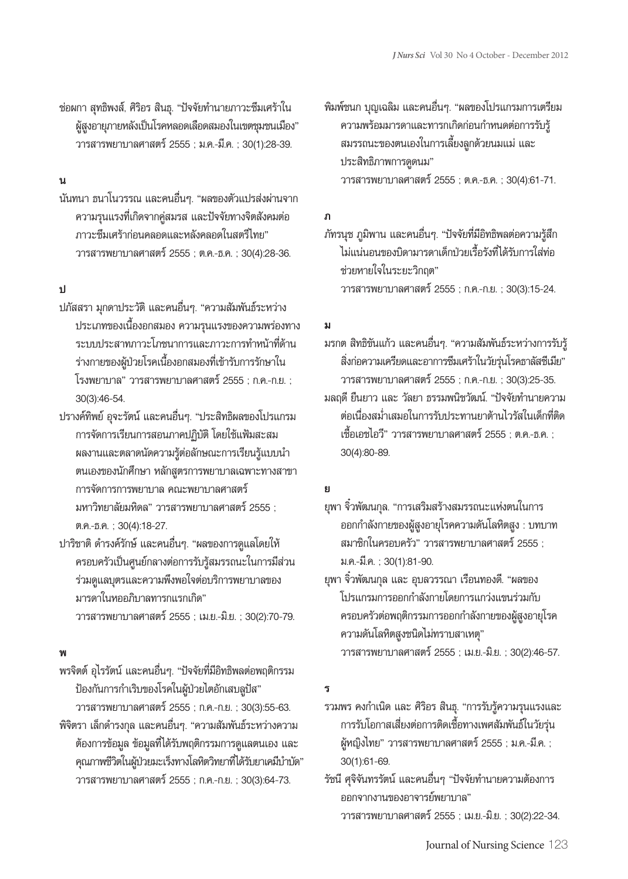ช่อผกา สุทธิพงส์, ศิริอร สินธุ. "ปัจจัยทำนายภาวะซึมเศร้าในผู้สูงอายุภายหลังเป็นโรคหลอดเลือดสมองในเขตชุมชนเมือง" วารสารพยาบาลศาสตร์ 2555 ; ม.ค.-มี.ค. ; 30(1):28-39.

**น**

นันทนา ธนาโนวรรณ และคนอื่นๆ. "ผลของตัวแปรส่งผ่านจากความรุนแรงที่เกิดจากคู่สมรส และปัจจัยทางจิตสังคมต่อภาวะซึมเศร้าก่อนคลอดและหลังคลอดในสตรีไทย" วารสารพยาบาลศาสตร์ 2555 ; ต.ค.-ธ.ค. ; 30(4):28-36.

**ป**

ปภัสสรา มุกดาประวัติ และคนอื่นๆ. "ความสัมพันธ์ระหว่างประเภทของเนื้องอกสมอง ความรุนแรงของความพร่องทางระบบประสาทภาวะโภชนาการและภาวะการทำหน้าที่ด้านร่างกายของผู้ป่วยโรคเนื้องอกสมองที่เข้ารับการรักษาในโรงพยาบาล" วารสารพยาบาลศาสตร์ 2555 ; ก.ค.-ก.ย. ; 30(3):46-54.

ปรางค์ทิพย์ อุจะรัตน์ และคนอื่นๆ. "ประสิทธิผลของโปรแกรมการจัดการเรียนการสอนภาคปฏิบัติ โดยใช้แฟ้มสะสมผลงานและตลาดนัดความรู้ต่อลักษณะการเรียนรู้แบบนำตนเองของนักศึกษา หลักสูตรการพยาบาลเฉพาะทางสาขาการจัดการการพยาบาล คณะพยาบาลศาสตร์ มหาวิทยาลัยมหิดล" วารสารพยาบาลศาสตร์ 2555 ; ต.ค.-ธ.ค. ; 30(4):18-27.

ปาริชาติ ดำรงค์รักษ์ และคนอื่นๆ. "ผลของการดูแลโดยให้ครอบครัวเป็นศูนย์กลางต่อการรับรู้สมรรถนะในการมีส่วนร่วมดูแลบุตรและความพึงพอใจต่อบริการพยาบาลของมารดาในหออภิบาลทารกแรกเกิด" วารสารพยาบาลศาสตร์ 2555 ; เม.ย.-มิ.ย. ; 30(2):70-79.

**พ**

พรจิตต์ อุไรรัตน์ และคนอื่นๆ. "ปัจจัยที่มีอิทธิพลต่อพฤติกรรมป้องกันการกำเริบของโรคในผู้ป่วยไตอักเสบลูปัส" วารสารพยาบาลศาสตร์ 2555 ; ก.ค.-ก.ย. ; 30(3):55-63.

พิจิตรา เล็กดำรงกุล และคนอื่นๆ. "ความสัมพันธ์ระหว่างความต้องการข้อมูล ข้อมูลที่ได้รับพฤติกรรมการดูแลตนเอง และคุณภาพชีวิตในผู้ป่วยมะเร็งทางโลหิตวิทยาที่ได้รับยาเคมีบำบัด" วารสารพยาบาลศาสตร์ 2555 ; ก.ค.-ก.ย. ; 30(3):64-73.

พิมพ์ชนก บุญเฉลิม และคนอื่นๆ. "ผลของโปรแกรมการเตรียมความพร้อมมารดาและทารกเกิดก่อนกำหนดต่อการรับรู้สมรรถนะของตนเองในการเลี้ยงลูกด้วยนมแม่ และประสิทธิภาพการดูดนม" วารสารพยาบาลศาสตร์ 2555 ; ต.ค.-ธ.ค. ; 30(4):61-71.

**ภ**

ภัทรนุช ภูมิพาน และคนอื่นๆ. "ปัจจัยที่มีอิทธิพลต่อความรู้สึกไม่แน่นอนของบิดามารดาเด็กป่วยเรื้อรังที่ได้รับการใส่ท่อช่วยหายใจในระยะวิกฤต" วารสารพยาบาลศาสตร์ 2555 ; ก.ค.-ก.ย. ; 30(3):15-24.

**ม**

มรกต สิทธิชัยแก้ว และคนอื่นๆ. "ความสัมพันธ์ระหว่างการรับรู้สิ่งก่อความเครียดและอาการซึมเศร้าในวัยรุ่นโรคธาลัสซีเมีย" วารสารพยาบาลศาสตร์ 2555 ; ก.ค.-ก.ย. ; 30(3):25-35.

มลฤดี ยืนยาว และ วัลยา ธรรมพนิชวัฒน์. "ปัจจัยทำนายความต่อเนื่องสม่ำเสมอในการรับประทานยาต้านไวรัสในเด็กที่ติดเชื้อเอชไอวี" วารสารพยาบาลศาสตร์ 2555 ; ต.ค.-ธ.ค. ; 30(4):80-89.

**ย**

ยุพา จิ๋วพัฒนกุล. "การเสริมสร้างสมรรถนะแห่งตนในการออกกำลังกายของผู้สูงอายุโรคความดันโลหิตสูง : บทบาทสมาชิกในครอบครัว" วารสารพยาบาลศาสตร์ 2555 ; ม.ค.-มี.ค. ; 30(1):81-90.

ยุพา จิ๋วพัฒนกุล และ อุบลวรรณา เรือนทองดี. "ผลของโปรแกรมการออกกำลังกายโดยการแกว่งแขนร่วมกับครอบครัวต่อพฤติกรรมการออกกำลังกายของผู้สูงอายุโรคความดันโลหิตสูงชนิดไม่ทราบสาเหตุ" วารสารพยาบาลศาสตร์ 2555 ; เม.ย.-มิ.ย. ; 30(2):46-57.

**ร**

รวมพร คงกำเนิด และ ศิริอร สินธุ. "การรับรู้ความรุนแรงและการรับโอกาสเสี่ยงต่อการติดเชื้อทางเพศสัมพันธ์ในวัยรุ่นผู้หญิงไทย" วารสารพยาบาลศาสตร์ 2555 ; ม.ค.-มี.ค. ; 30(1):61-69.

รัชนี ศุจิจันทรรัตน์ และคนอื่นๆ "ปัจจัยทำนายความต้องการออกจากงานของอาจารย์พยาบาล" วารสารพยาบาลศาสตร์ 2555 ; เม.ย.-มิ.ย. ; 30(2):22-34.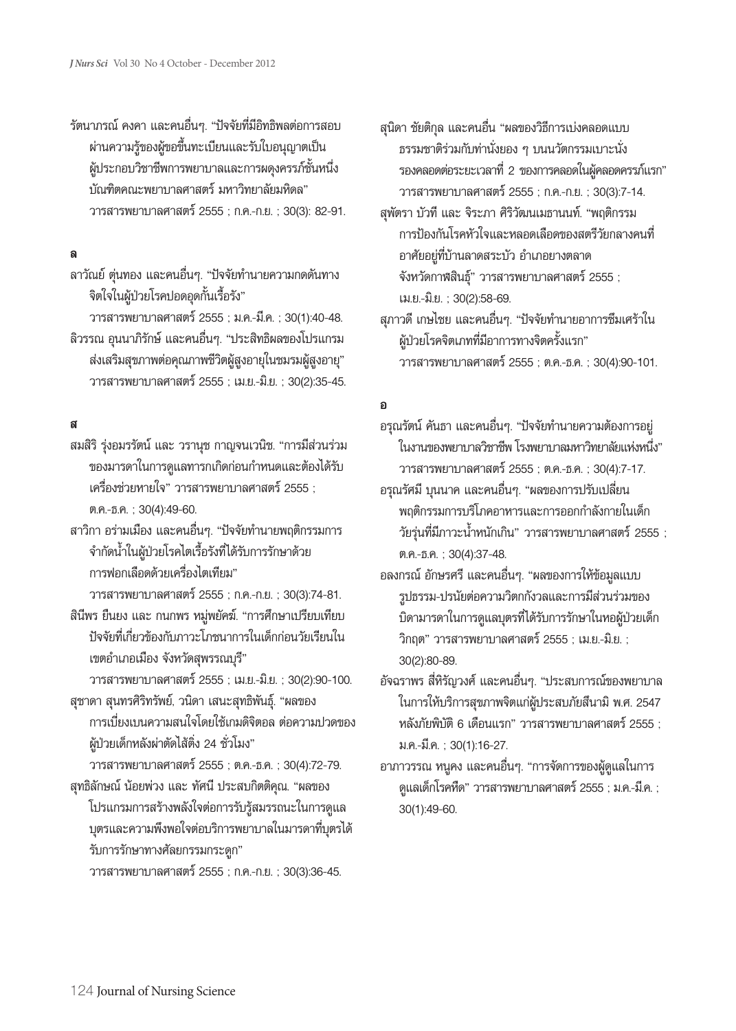รัตนาภรณ์ คงคา และคนอื่นๆ. "ปัจจัยที่มีอิทธิพลต่อการสอบผ่านความรู้ของผู้ขอขึ้นทะเบียนและรับใบอนุญาตเป็นผู้ประกอบวิชาชีพการพยาบาลและการผดุงครรภ์ชั้นหนึ่ง บัณฑิตคณะพยาบาลศาสตร์ มหาวิทยาลัยมหิดล" วารสารพยาบาลศาสตร์ 2555 ; ก.ค.-ก.ย. ; 30(3): 82-91.

**ล**

ลาวัณย์ ตุ่นทอง และคนอื่นๆ. "ปัจจัยทำนายความกดดันทางจิตใจในผู้ป่วยโรคปอดอุดกั้นเรื้อรัง" วารสารพยาบาลศาสตร์ 2555 ; ม.ค.-มี.ค. ; 30(1):40-48.

ลิวรรณ อุนนาภิรักษ์ และคนอื่นๆ. "ประสิทธิผลของโปรแกรมส่งเสริมสุขภาพต่อคุณภาพชีวิตผู้สูงอายุในชมรมผู้สูงอายุ" วารสารพยาบาลศาสตร์ 2555 ; เม.ย.-มิ.ย. ; 30(2):35-45.

**ส**

สมสิริ รุ่งอมรรัตน์ และ วรานุช กาญจนเวนิช. "การมีส่วนร่วมของมารดาในการดูแลทารกเกิดก่อนกำหนดและต้องได้รับเครื่องช่วยหายใจ" วารสารพยาบาลศาสตร์ 2555 ; ต.ค.-ธ.ค. ; 30(4):49-60.

สาวิกา อร่ามเมือง และคนอื่นๆ. "ปัจจัยทำนายพฤติกรรมการจำกัดน้ำในผู้ป่วยโรคไตเรื้อรังที่ได้รับการรักษาด้วยการฟอกเลือดด้วยเครื่องไตเทียม" วารสารพยาบาลศาสตร์ 2555 ; ก.ค.-ก.ย. ; 30(3):74-81.

สินีพร ยืนยง และ กนกพร หมู่พยัคฆ์. "การศึกษาเปรียบเทียบปัจจัยที่เกี่ยวข้องกับภาวะโภชนาการในเด็กก่อนวัยเรียนในเขตอำเภอเมือง จังหวัดสุพรรณบุรี" วารสารพยาบาลศาสตร์ 2555 ; เม.ย.-มิ.ย. ; 30(2):90-100.

สุชาดา สุนทรศิริทรัพย์, วนิดา เสนะสุทธิพันธุ์. "ผลของการเบี่ยงเบนความสนใจโดยใช้เกมดิจิตอล ต่อความปวดของผู้ป่วยเด็กหลังผ่าตัดไส้ติ่ง 24 ชั่วโมง" วารสารพยาบาลศาสตร์ 2555 ; ต.ค.-ธ.ค. ; 30(4):72-79.

สุทธิลักษณ์ น้อยพ่วง และ ทัศนี ประสบกิตติคุณ. "ผลของโปรแกรมการสร้างพลังใจต่อการรับรู้สมรรถนะในการดูแลบุตรและความพึงพอใจต่อบริการพยาบาลในมารดาที่บุตรได้รับการรักษาทางศัลยกรรมกระดูก" วารสารพยาบาลศาสตร์ 2555 ; ก.ค.-ก.ย. ; 30(3):36-45.

สุนิดา ชัยติกุล และคนอื่น "ผลของวิธีการเบ่งคลอดแบบธรรมชาติร่วมกับท่านั่งยอง ๆ บนนวัตกรรมเบาะนั่งรองคลอดต่อระยะเวลาที่ 2 ของการคลอดในผู้คลอดครรภ์แรก" วารสารพยาบาลศาสตร์ 2555 ; ก.ค.-ก.ย. ; 30(3):7-14.

สุพัตรา บัวที และ จิระภา ศิริวัฒนเมธานนท์. "พฤติกรรมการป้องกันโรคหัวใจและหลอดเลือดของสตรีวัยกลางคนที่อาศัยอยู่ที่บ้านลาดสระบัว อำเภอยางตลาด จังหวัดกาฬสินธุ์" วารสารพยาบาลศาสตร์ 2555 ; เม.ย.-มิ.ย. ; 30(2):58-69.

สุภาวดี เกษไชย และคนอื่นๆ. "ปัจจัยทำนายอาการซึมเศร้าในผู้ป่วยโรคจิตเภทที่มีอาการทางจิตครั้งแรก" วารสารพยาบาลศาสตร์ 2555 ; ต.ค.-ธ.ค. ; 30(4):90-101.

**อ**

อรุณรัตน์ คันธา และคนอื่นๆ. "ปัจจัยทำนายความต้องการอยู่ในงานของพยาบาลวิชาชีพ โรงพยาบาลมหาวิทยาลัยแห่งหนึ่ง" วารสารพยาบาลศาสตร์ 2555 ; ต.ค.-ธ.ค. ; 30(4):7-17.

อรุณรัศมี บุนนาค และคนอื่นๆ. "ผลของการปรับเปลี่ยนพฤติกรรมการบริโภคอาหารและการออกกำลังกายในเด็กวัยรุ่นที่มีภาวะน้ำหนักเกิน" วารสารพยาบาลศาสตร์ 2555 ; ต.ค.-ธ.ค. ; 30(4):37-48.

อลงกรณ์ อักษรศรี และคนอื่นๆ. "ผลของการให้ข้อมูลแบบรูปธรรม-ปรนัยต่อความวิตกกังวลและการมีส่วนร่วมของบิดามารดาในการดูแลบุตรที่ได้รับการรักษาในหอผู้ป่วยเด็กวิกฤต" วารสารพยาบาลศาสตร์ 2555 ; เม.ย.-มิ.ย. ; 30(2):80-89.

อัจฉราพร สี่หิรัญวงศ์ และคนอื่นๆ. "ประสบการณ์ของพยาบาลในการให้บริการสุขภาพจิตแก่ผู้ประสบภัยสึนามิ พ.ศ. 2547 หลังภัยพิบัติ 6 เดือนแรก" วารสารพยาบาลศาสตร์ 2555 ; ม.ค.-มี.ค. ; 30(1):16-27.

อาภาวรรณ หนูคง และคนอื่นๆ. "การจัดการของผู้ดูแลในการดูแลเด็กโรคหืด" วารสารพยาบาลศาสตร์ 2555 ; ม.ค.-มี.ค. ; 30(1):49-60.